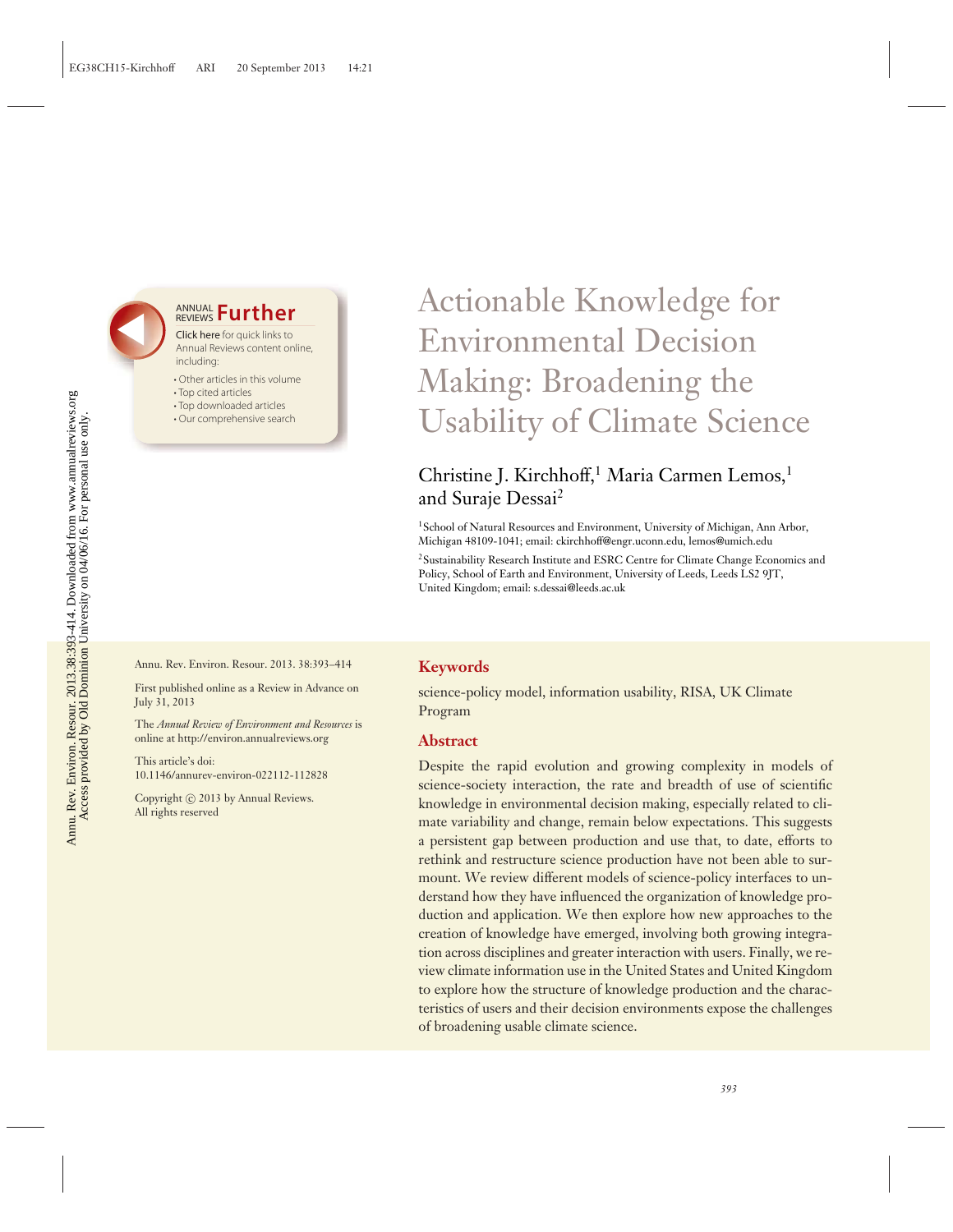# Actionable Knowledge for Environmental Decision Making: Broadening the Usability of Climate Science

Christine J. Kirchhoff,[1] Maria Carmen Lemos,[1] and Suraje Dessai[2]

[1]School of Natural Resources and Environment, University of Michigan, Ann Arbor, Michigan 48109-1041; email: ckirchhoff@engr.uconn.edu, lemos@umich.edu

[2]Sustainability Research Institute and ESRC Centre for Climate Change Economics and Policy, School of Earth and Environment, University of Leeds, Leeds LS2 9JT, United Kingdom; email: s.dessai@leeds.ac.uk

Annu. Rev. Environ. Resour. 2013. 38:393–414

First published online as a Review in Advance on July 31, 2013

The *Annual Review of Environment and Resources* is online at http://environ.annualreviews.org

This article's doi: 10.1146/annurev-environ-022112-112828

Copyright © 2013 by Annual Reviews. All rights reserved

## Keywords

science-policy model, information usability, RISA, UK Climate Program

## Abstract

Despite the rapid evolution and growing complexity in models of science-society interaction, the rate and breadth of use of scientific knowledge in environmental decision making, especially related to climate variability and change, remain below expectations. This suggests a persistent gap between production and use that, to date, efforts to rethink and restructure science production have not been able to surmount. We review different models of science-policy interfaces to understand how they have influenced the organization of knowledge production and application. We then explore how new approaches to the creation of knowledge have emerged, involving both growing integration across disciplines and greater interaction with users. Finally, we review climate information use in the United States and United Kingdom to explore how the structure of knowledge production and the characteristics of users and their decision environments expose the challenges of broadening usable climate science.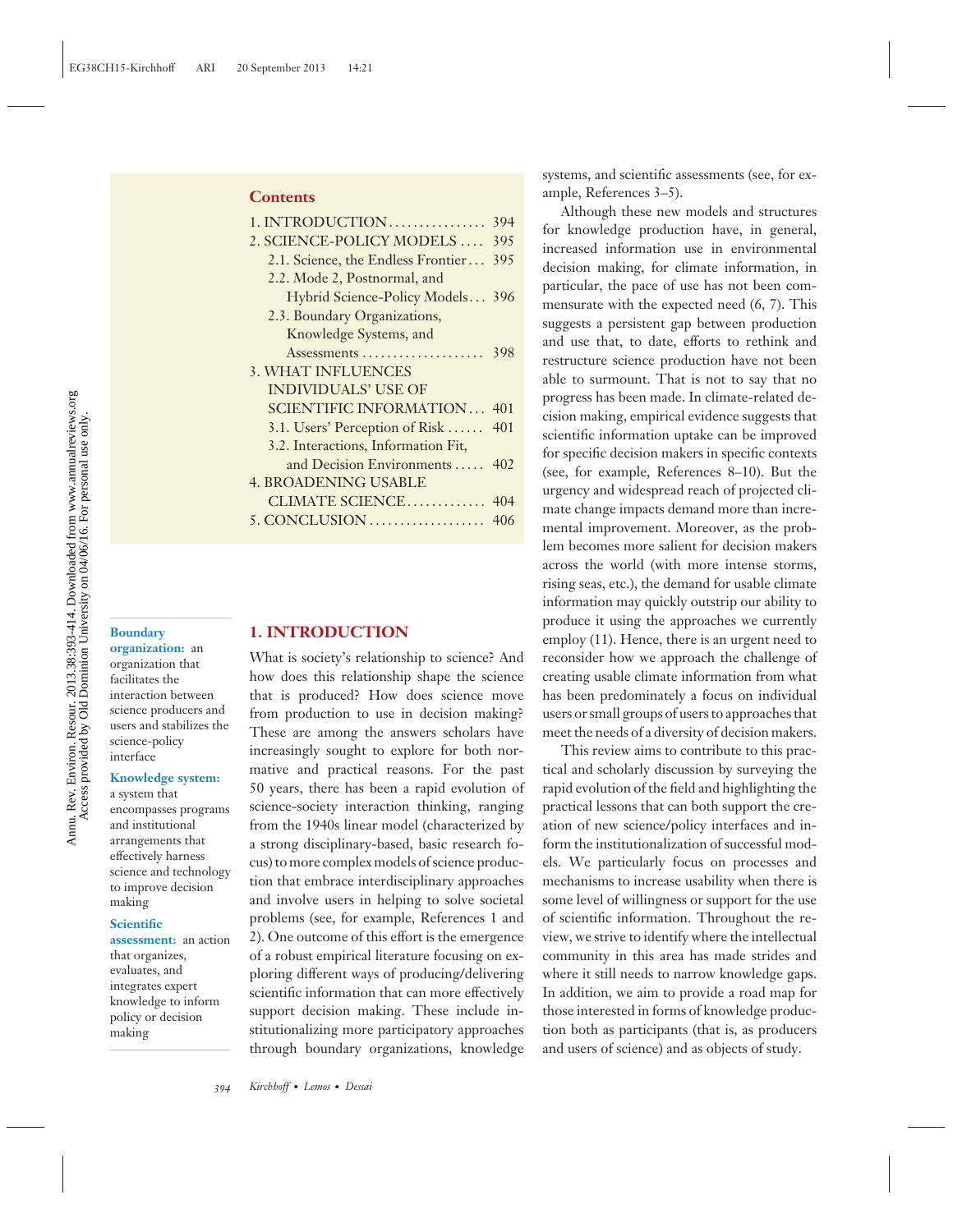## Contents

1. INTRODUCTION ................ 394
2. SCIENCE-POLICY MODELS .... 395
   - 2.1. Science, the Endless Frontier ... 395
   - 2.2. Mode 2, Postnormal, and Hybrid Science-Policy Models ... 396
   - 2.3. Boundary Organizations, Knowledge Systems, and Assessments .................... 398
3. WHAT INFLUENCES INDIVIDUALS' USE OF SCIENTIFIC INFORMATION ... 401
   - 3.1. Users' Perception of Risk ...... 401
   - 3.2. Interactions, Information Fit, and Decision Environments ..... 402
4. BROADENING USABLE CLIMATE SCIENCE............. 404
5. CONCLUSION ................... 406

**Boundary organization:** an organization that facilitates the interaction between science producers and users and stabilizes the science-policy interface

**Knowledge system:** a system that encompasses programs and institutional arrangements that effectively harness science and technology to improve decision making

**Scientific assessment:** an action that organizes, evaluates, and integrates expert knowledge to inform policy or decision making

## 1. INTRODUCTION

What is society's relationship to science? And how does this relationship shape the science that is produced? How does science move from production to use in decision making? These are among the answers scholars have increasingly sought to explore for both normative and practical reasons. For the past 50 years, there has been a rapid evolution of science-society interaction thinking, ranging from the 1940s linear model (characterized by a strong disciplinary-based, basic research focus) to more complex models of science production that embrace interdisciplinary approaches and involve users in helping to solve societal problems (see, for example, References 1 and 2). One outcome of this effort is the emergence of a robust empirical literature focusing on exploring different ways of producing/delivering scientific information that can more effectively support decision making. These include institutionalizing more participatory approaches through boundary organizations, knowledge systems, and scientific assessments (see, for example, References 3–5).

Although these new models and structures for knowledge production have, in general, increased information use in environmental decision making, for climate information, in particular, the pace of use has not been commensurate with the expected need (6, 7). This suggests a persistent gap between production and use that, to date, efforts to rethink and restructure science production have not been able to surmount. That is not to say that no progress has been made. In climate-related decision making, empirical evidence suggests that scientific information uptake can be improved for specific decision makers in specific contexts (see, for example, References 8–10). But the urgency and widespread reach of projected climate change impacts demand more than incremental improvement. Moreover, as the problem becomes more salient for decision makers across the world (with more intense storms, rising seas, etc.), the demand for usable climate information may quickly outstrip our ability to produce it using the approaches we currently employ (11). Hence, there is an urgent need to reconsider how we approach the challenge of creating usable climate information from what has been predominately a focus on individual users or small groups of users to approaches that meet the needs of a diversity of decision makers.

This review aims to contribute to this practical and scholarly discussion by surveying the rapid evolution of the field and highlighting the practical lessons that can both support the creation of new science/policy interfaces and inform the institutionalization of successful models. We particularly focus on processes and mechanisms to increase usability when there is some level of willingness or support for the use of scientific information. Throughout the review, we strive to identify where the intellectual community in this area has made strides and where it still needs to narrow knowledge gaps. In addition, we aim to provide a road map for those interested in forms of knowledge production both as participants (that is, as producers and users of science) and as objects of study.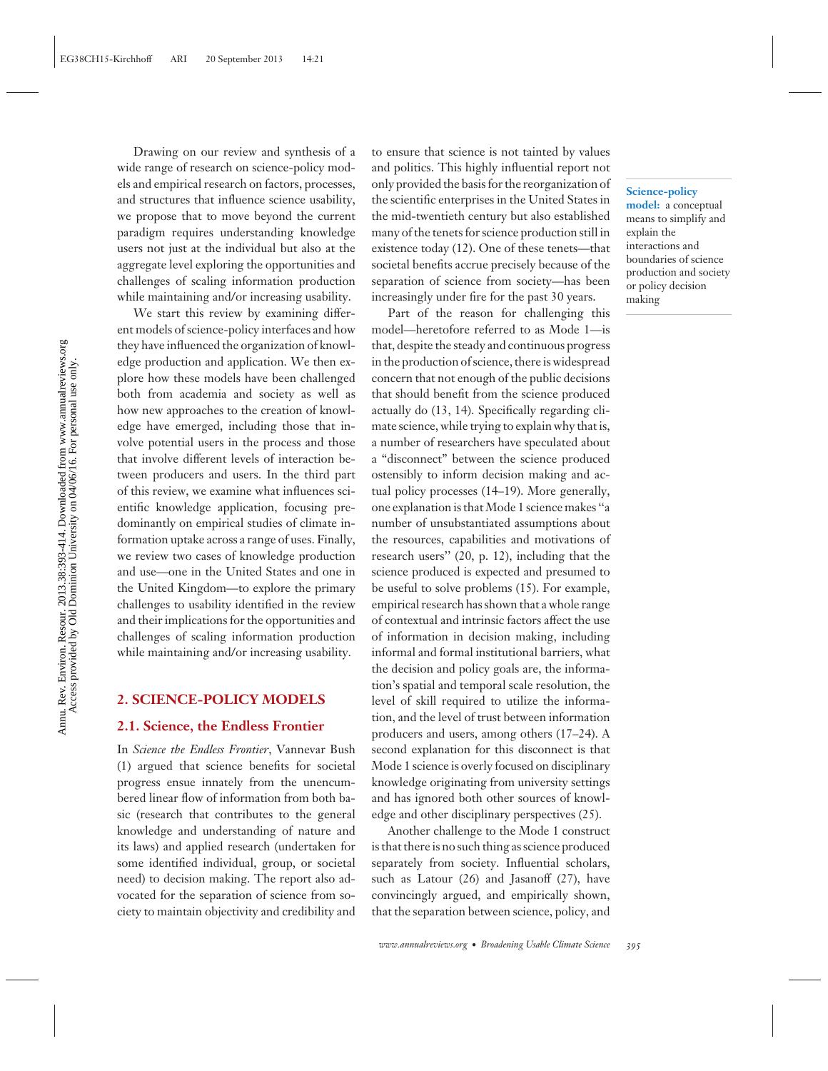Drawing on our review and synthesis of a wide range of research on science-policy models and empirical research on factors, processes, and structures that influence science usability, we propose that to move beyond the current paradigm requires understanding knowledge users not just at the individual but also at the aggregate level exploring the opportunities and challenges of scaling information production while maintaining and/or increasing usability.

We start this review by examining different models of science-policy interfaces and how they have influenced the organization of knowledge production and application. We then explore how these models have been challenged both from academia and society as well as how new approaches to the creation of knowledge have emerged, including those that involve potential users in the process and those that involve different levels of interaction between producers and users. In the third part of this review, we examine what influences scientific knowledge application, focusing predominantly on empirical studies of climate information uptake across a range of uses. Finally, we review two cases of knowledge production and use—one in the United States and one in the United Kingdom—to explore the primary challenges to usability identified in the review and their implications for the opportunities and challenges of scaling information production while maintaining and/or increasing usability.

## 2. SCIENCE-POLICY MODELS

### 2.1. Science, the Endless Frontier

In *Science the Endless Frontier*, Vannevar Bush (1) argued that science benefits for societal progress ensue innately from the unencumbered linear flow of information from both basic (research that contributes to the general knowledge and understanding of nature and its laws) and applied research (undertaken for some identified individual, group, or societal need) to decision making. The report also advocated for the separation of science from society to maintain objectivity and credibility and to ensure that science is not tainted by values and politics. This highly influential report not only provided the basis for the reorganization of the scientific enterprises in the United States in the mid-twentieth century but also established many of the tenets for science production still in existence today (12). One of these tenets—that societal benefits accrue precisely because of the separation of science from society—has been increasingly under fire for the past 30 years.

**Science-policy model:** a conceptual means to simplify and explain the interactions and boundaries of science production and society or policy decision making

Part of the reason for challenging this model—heretofore referred to as Mode 1—is that, despite the steady and continuous progress in the production of science, there is widespread concern that not enough of the public decisions that should benefit from the science produced actually do (13, 14). Specifically regarding climate science, while trying to explain why that is, a number of researchers have speculated about a "disconnect" between the science produced ostensibly to inform decision making and actual policy processes (14–19). More generally, one explanation is that Mode 1 science makes "a number of unsubstantiated assumptions about the resources, capabilities and motivations of research users" (20, p. 12), including that the science produced is expected and presumed to be useful to solve problems (15). For example, empirical research has shown that a whole range of contextual and intrinsic factors affect the use of information in decision making, including informal and formal institutional barriers, what the decision and policy goals are, the information's spatial and temporal scale resolution, the level of skill required to utilize the information, and the level of trust between information producers and users, among others (17–24). A second explanation for this disconnect is that Mode 1 science is overly focused on disciplinary knowledge originating from university settings and has ignored both other sources of knowledge and other disciplinary perspectives (25).

Another challenge to the Mode 1 construct is that there is no such thing as science produced separately from society. Influential scholars, such as Latour (26) and Jasanoff (27), have convincingly argued, and empirically shown, that the separation between science, policy, and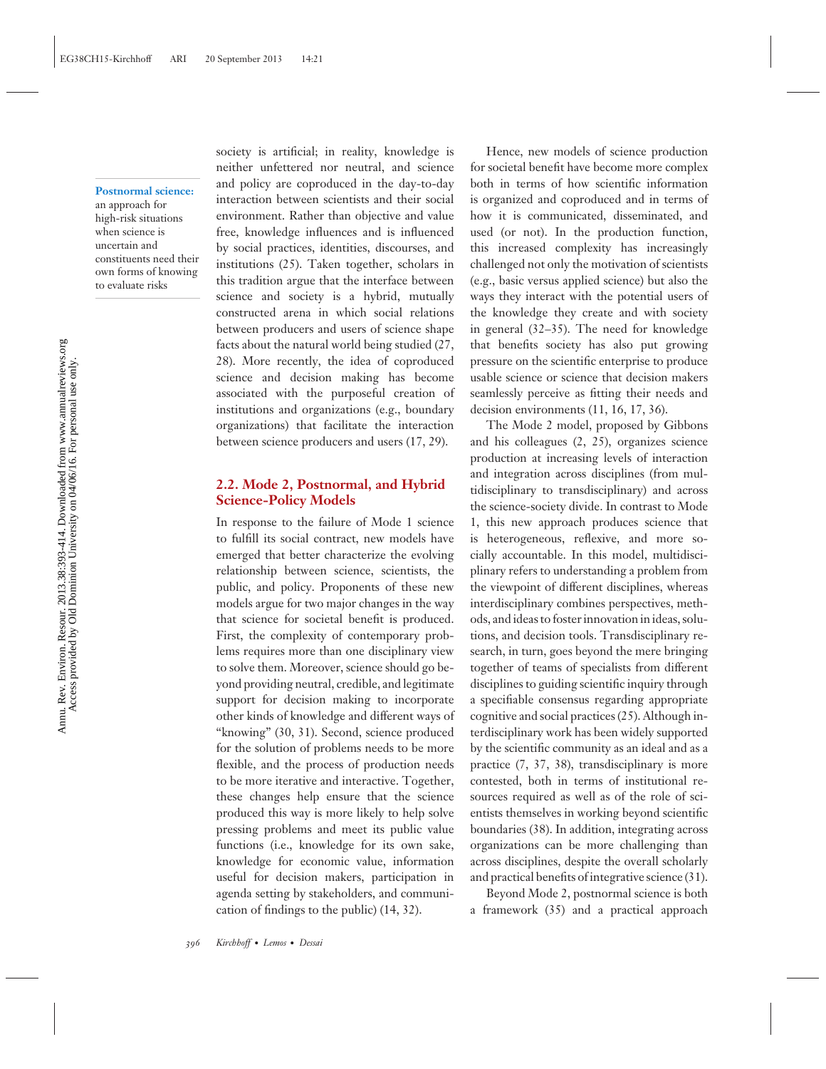society is artificial; in reality, knowledge is neither unfettered nor neutral, and science and policy are coproduced in the day-to-day interaction between scientists and their social environment. Rather than objective and value free, knowledge influences and is influenced by social practices, identities, discourses, and institutions (25). Taken together, scholars in this tradition argue that the interface between science and society is a hybrid, mutually constructed arena in which social relations between producers and users of science shape facts about the natural world being studied (27, 28). More recently, the idea of coproduced science and decision making has become associated with the purposeful creation of institutions and organizations (e.g., boundary organizations) that facilitate the interaction between science producers and users (17, 29).

**Postnormal science:** an approach for high-risk situations when science is uncertain and constituents need their own forms of knowing to evaluate risks

## 2.2. Mode 2, Postnormal, and Hybrid Science-Policy Models

In response to the failure of Mode 1 science to fulfill its social contract, new models have emerged that better characterize the evolving relationship between science, scientists, the public, and policy. Proponents of these new models argue for two major changes in the way that science for societal benefit is produced. First, the complexity of contemporary problems requires more than one disciplinary view to solve them. Moreover, science should go beyond providing neutral, credible, and legitimate support for decision making to incorporate other kinds of knowledge and different ways of "knowing" (30, 31). Second, science produced for the solution of problems needs to be more flexible, and the process of production needs to be more iterative and interactive. Together, these changes help ensure that the science produced this way is more likely to help solve pressing problems and meet its public value functions (i.e., knowledge for its own sake, knowledge for economic value, information useful for decision makers, participation in agenda setting by stakeholders, and communication of findings to the public) (14, 32).

Hence, new models of science production for societal benefit have become more complex both in terms of how scientific information is organized and coproduced and in terms of how it is communicated, disseminated, and used (or not). In the production function, this increased complexity has increasingly challenged not only the motivation of scientists (e.g., basic versus applied science) but also the ways they interact with the potential users of the knowledge they create and with society in general (32–35). The need for knowledge that benefits society has also put growing pressure on the scientific enterprise to produce usable science or science that decision makers seamlessly perceive as fitting their needs and decision environments (11, 16, 17, 36).

The Mode 2 model, proposed by Gibbons and his colleagues (2, 25), organizes science production at increasing levels of interaction and integration across disciplines (from multidisciplinary to transdisciplinary) and across the science-society divide. In contrast to Mode 1, this new approach produces science that is heterogeneous, reflexive, and more socially accountable. In this model, multidisciplinary refers to understanding a problem from the viewpoint of different disciplines, whereas interdisciplinary combines perspectives, methods, and ideas to foster innovation in ideas, solutions, and decision tools. Transdisciplinary research, in turn, goes beyond the mere bringing together of teams of specialists from different disciplines to guiding scientific inquiry through a specifiable consensus regarding appropriate cognitive and social practices (25). Although interdisciplinary work has been widely supported by the scientific community as an ideal and as a practice (7, 37, 38), transdisciplinary is more contested, both in terms of institutional resources required as well as of the role of scientists themselves in working beyond scientific boundaries (38). In addition, integrating across organizations can be more challenging than across disciplines, despite the overall scholarly and practical benefits of integrative science (31).

Beyond Mode 2, postnormal science is both a framework (35) and a practical approach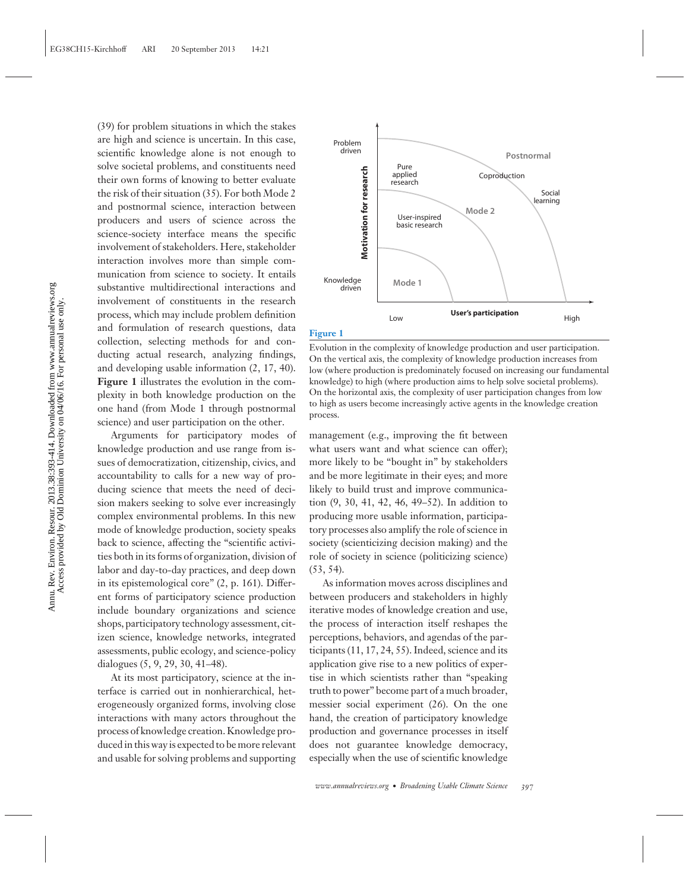(39) for problem situations in which the stakes are high and science is uncertain. In this case, scientific knowledge alone is not enough to solve societal problems, and constituents need their own forms of knowing to better evaluate the risk of their situation (35). For both Mode 2 and postnormal science, interaction between producers and users of science across the science-society interface means the specific involvement of stakeholders. Here, stakeholder interaction involves more than simple communication from science to society. It entails substantive multidirectional interactions and involvement of constituents in the research process, which may include problem definition and formulation of research questions, data collection, selecting methods for and conducting actual research, analyzing findings, and developing usable information (2, 17, 40). **Figure 1** illustrates the evolution in the complexity in both knowledge production on the one hand (from Mode 1 through postnormal science) and user participation on the other.

Arguments for participatory modes of knowledge production and use range from issues of democratization, citizenship, civics, and accountability to calls for a new way of producing science that meets the need of decision makers seeking to solve ever increasingly complex environmental problems. In this new mode of knowledge production, society speaks back to science, affecting the "scientific activities both in its forms of organization, division of labor and day-to-day practices, and deep down in its epistemological core" (2, p. 161). Different forms of participatory science production include boundary organizations and science shops, participatory technology assessment, citizen science, knowledge networks, integrated assessments, public ecology, and science-policy dialogues (5, 9, 29, 30, 41–48).

At its most participatory, science at the interface is carried out in nonhierarchical, heterogeneously organized forms, involving close interactions with many actors throughout the process of knowledge creation. Knowledge produced in this way is expected to be more relevant and usable for solving problems and supporting management (e.g., improving the fit between what users want and what science can offer); more likely to be "bought in" by stakeholders and be more legitimate in their eyes; and more likely to build trust and improve communication (9, 30, 41, 42, 46, 49–52). In addition to producing more usable information, participatory processes also amplify the role of science in society (scienticizing decision making) and the role of society in science (politicizing science) (53, 54).

As information moves across disciplines and between producers and stakeholders in highly iterative modes of knowledge creation and use, the process of interaction itself reshapes the perceptions, behaviors, and agendas of the participants (11, 17, 24, 55). Indeed, science and its application give rise to a new politics of expertise in which scientists rather than "speaking truth to power" become part of a much broader, messier social experiment (26). On the one hand, the creation of participatory knowledge production and governance processes in itself does not guarantee knowledge democracy, especially when the use of scientific knowledge

**Figure 1**

Evolution in the complexity of knowledge production and user participation. On the vertical axis, the complexity of knowledge production increases from low (where production is predominately focused on increasing our fundamental knowledge) to high (where production aims to help solve societal problems). On the horizontal axis, the complexity of user participation changes from low to high as users become increasingly active agents in the knowledge creation process.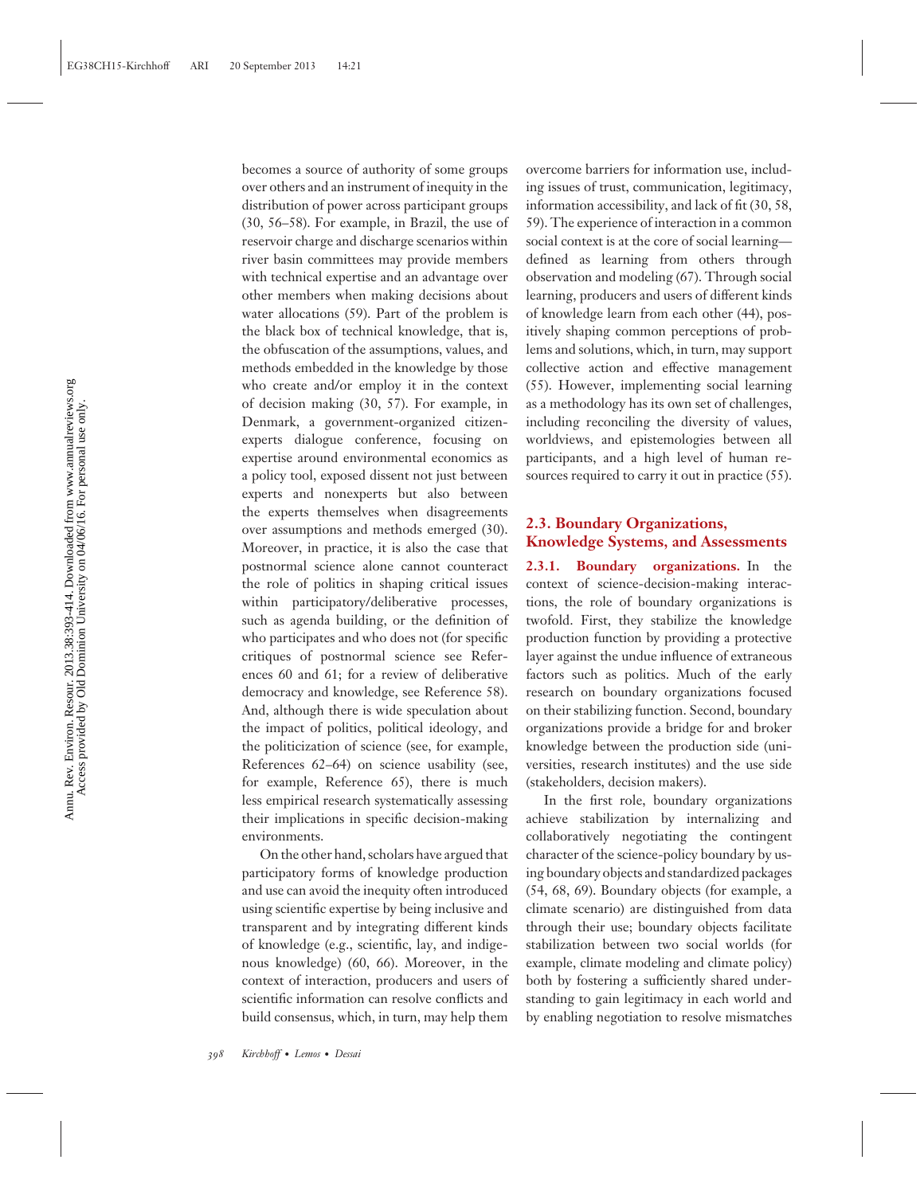becomes a source of authority of some groups over others and an instrument of inequity in the distribution of power across participant groups (30, 56–58). For example, in Brazil, the use of reservoir charge and discharge scenarios within river basin committees may provide members with technical expertise and an advantage over other members when making decisions about water allocations (59). Part of the problem is the black box of technical knowledge, that is, the obfuscation of the assumptions, values, and methods embedded in the knowledge by those who create and/or employ it in the context of decision making (30, 57). For example, in Denmark, a government-organized citizen-experts dialogue conference, focusing on expertise around environmental economics as a policy tool, exposed dissent not just between experts and nonexperts but also between the experts themselves when disagreements over assumptions and methods emerged (30). Moreover, in practice, it is also the case that postnormal science alone cannot counteract the role of politics in shaping critical issues within participatory/deliberative processes, such as agenda building, or the definition of who participates and who does not (for specific critiques of postnormal science see References 60 and 61; for a review of deliberative democracy and knowledge, see Reference 58). And, although there is wide speculation about the impact of politics, political ideology, and the politicization of science (see, for example, References 62–64) on science usability (see, for example, Reference 65), there is much less empirical research systematically assessing their implications in specific decision-making environments.

On the other hand, scholars have argued that participatory forms of knowledge production and use can avoid the inequity often introduced using scientific expertise by being inclusive and transparent and by integrating different kinds of knowledge (e.g., scientific, lay, and indigenous knowledge) (60, 66). Moreover, in the context of interaction, producers and users of scientific information can resolve conflicts and build consensus, which, in turn, may help them overcome barriers for information use, including issues of trust, communication, legitimacy, information accessibility, and lack of fit (30, 58, 59). The experience of interaction in a common social context is at the core of social learning—defined as learning from others through observation and modeling (67). Through social learning, producers and users of different kinds of knowledge learn from each other (44), positively shaping common perceptions of problems and solutions, which, in turn, may support collective action and effective management (55). However, implementing social learning as a methodology has its own set of challenges, including reconciling the diversity of values, worldviews, and epistemologies between all participants, and a high level of human resources required to carry it out in practice (55).

## 2.3. Boundary Organizations, Knowledge Systems, and Assessments

**2.3.1. Boundary organizations.** In the context of science-decision-making interactions, the role of boundary organizations is twofold. First, they stabilize the knowledge production function by providing a protective layer against the undue influence of extraneous factors such as politics. Much of the early research on boundary organizations focused on their stabilizing function. Second, boundary organizations provide a bridge for and broker knowledge between the production side (universities, research institutes) and the use side (stakeholders, decision makers).

In the first role, boundary organizations achieve stabilization by internalizing and collaboratively negotiating the contingent character of the science-policy boundary by using boundary objects and standardized packages (54, 68, 69). Boundary objects (for example, a climate scenario) are distinguished from data through their use; boundary objects facilitate stabilization between two social worlds (for example, climate modeling and climate policy) both by fostering a sufficiently shared understanding to gain legitimacy in each world and by enabling negotiation to resolve mismatches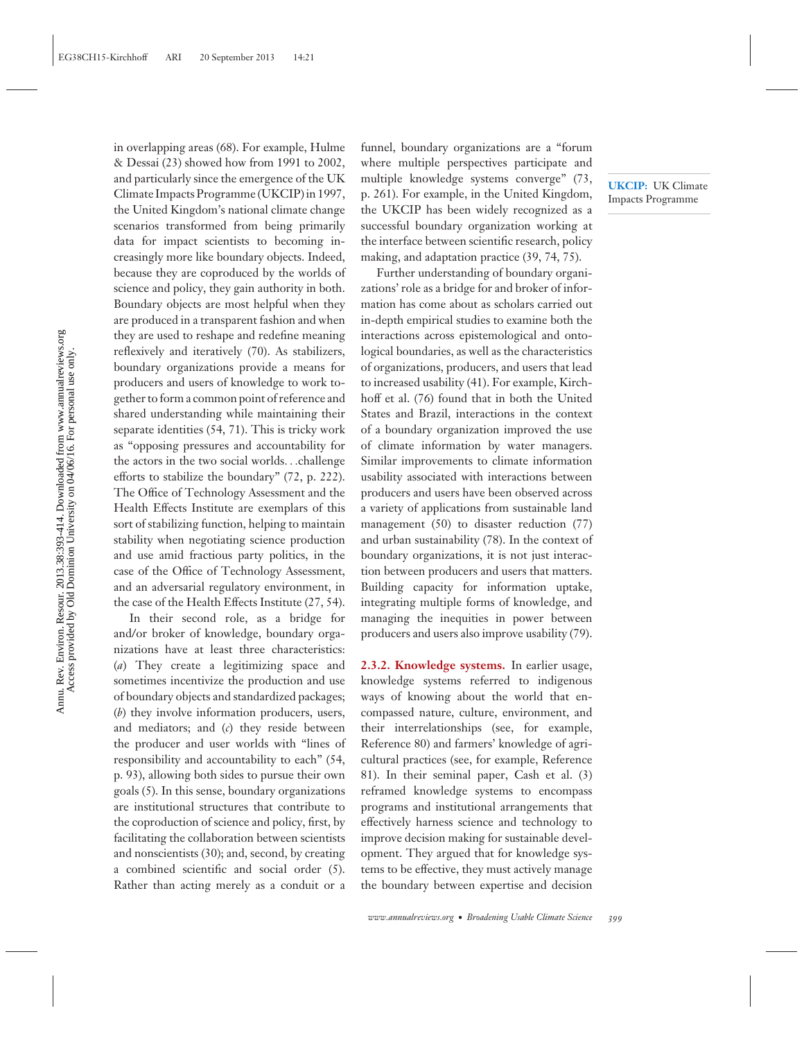in overlapping areas (68). For example, Hulme & Dessai (23) showed how from 1991 to 2002, and particularly since the emergence of the UK Climate Impacts Programme (UKCIP) in 1997, the United Kingdom's national climate change scenarios transformed from being primarily data for impact scientists to becoming increasingly more like boundary objects. Indeed, because they are coproduced by the worlds of science and policy, they gain authority in both. Boundary objects are most helpful when they are produced in a transparent fashion and when they are used to reshape and redefine meaning reflexively and iteratively (70). As stabilizers, boundary organizations provide a means for producers and users of knowledge to work together to form a common point of reference and shared understanding while maintaining their separate identities (54, 71). This is tricky work as "opposing pressures and accountability for the actors in the two social worlds. . .challenge efforts to stabilize the boundary" (72, p. 222). The Office of Technology Assessment and the Health Effects Institute are exemplars of this sort of stabilizing function, helping to maintain stability when negotiating science production and use amid fractious party politics, in the case of the Office of Technology Assessment, and an adversarial regulatory environment, in the case of the Health Effects Institute (27, 54).

In their second role, as a bridge for and/or broker of knowledge, boundary organizations have at least three characteristics: (*a*) They create a legitimizing space and sometimes incentivize the production and use of boundary objects and standardized packages; (*b*) they involve information producers, users, and mediators; and (*c*) they reside between the producer and user worlds with "lines of responsibility and accountability to each" (54, p. 93), allowing both sides to pursue their own goals (5). In this sense, boundary organizations are institutional structures that contribute to the coproduction of science and policy, first, by facilitating the collaboration between scientists and nonscientists (30); and, second, by creating a combined scientific and social order (5). Rather than acting merely as a conduit or a funnel, boundary organizations are a "forum where multiple perspectives participate and multiple knowledge systems converge" (73, p. 261). For example, in the United Kingdom, the UKCIP has been widely recognized as a successful boundary organization working at the interface between scientific research, policy making, and adaptation practice (39, 74, 75).

**UKCIP:** UK Climate Impacts Programme

Further understanding of boundary organizations' role as a bridge for and broker of information has come about as scholars carried out in-depth empirical studies to examine both the interactions across epistemological and ontological boundaries, as well as the characteristics of organizations, producers, and users that lead to increased usability (41). For example, Kirchhoff et al. (76) found that in both the United States and Brazil, interactions in the context of a boundary organization improved the use of climate information by water managers. Similar improvements to climate information usability associated with interactions between producers and users have been observed across a variety of applications from sustainable land management (50) to disaster reduction (77) and urban sustainability (78). In the context of boundary organizations, it is not just interaction between producers and users that matters. Building capacity for information uptake, integrating multiple forms of knowledge, and managing the inequities in power between producers and users also improve usability (79).

**2.3.2. Knowledge systems.** In earlier usage, knowledge systems referred to indigenous ways of knowing about the world that encompassed nature, culture, environment, and their interrelationships (see, for example, Reference 80) and farmers' knowledge of agricultural practices (see, for example, Reference 81). In their seminal paper, Cash et al. (3) reframed knowledge systems to encompass programs and institutional arrangements that effectively harness science and technology to improve decision making for sustainable development. They argued that for knowledge systems to be effective, they must actively manage the boundary between expertise and decision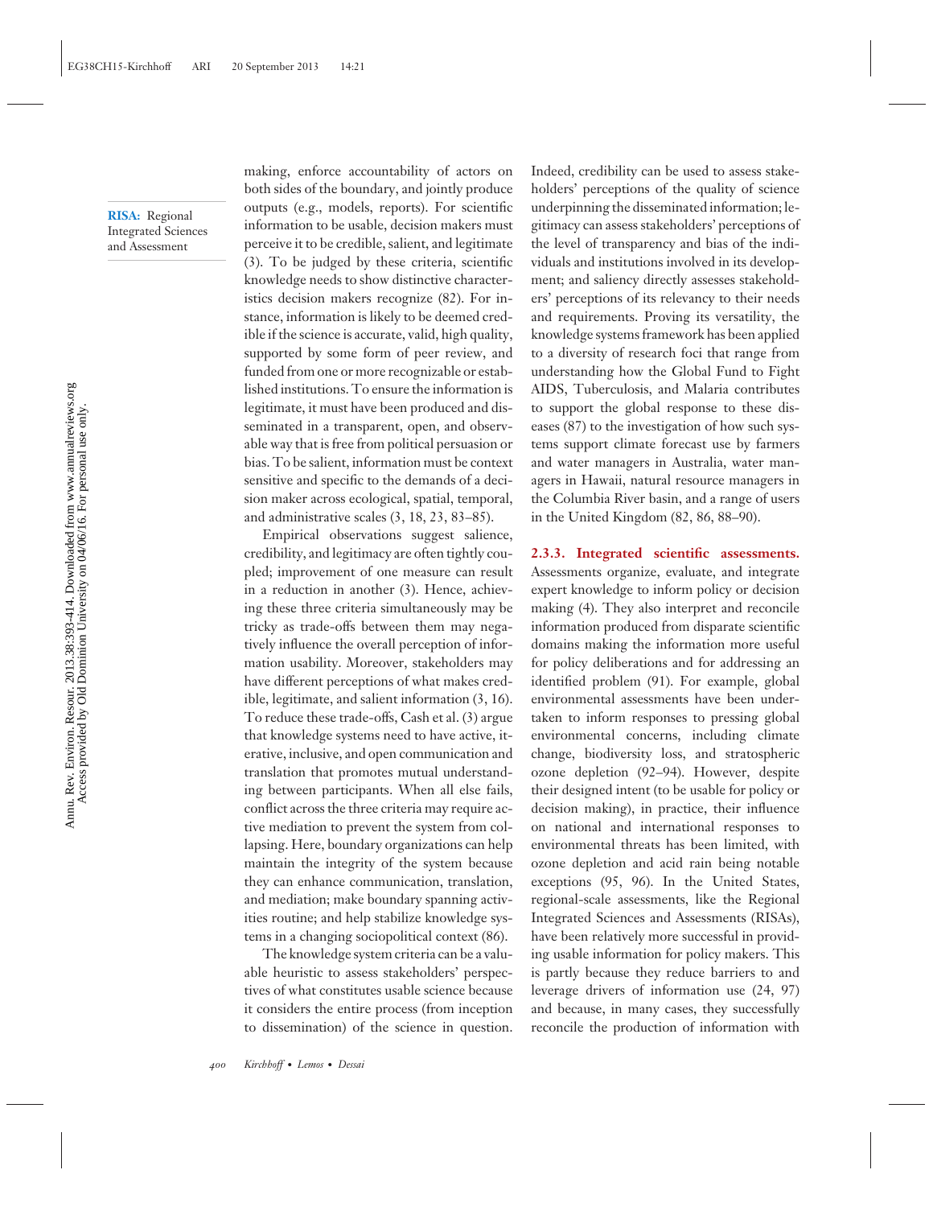**RISA:** Regional Integrated Sciences and Assessment

making, enforce accountability of actors on both sides of the boundary, and jointly produce outputs (e.g., models, reports). For scientific information to be usable, decision makers must perceive it to be credible, salient, and legitimate (3). To be judged by these criteria, scientific knowledge needs to show distinctive characteristics decision makers recognize (82). For instance, information is likely to be deemed credible if the science is accurate, valid, high quality, supported by some form of peer review, and funded from one or more recognizable or established institutions. To ensure the information is legitimate, it must have been produced and disseminated in a transparent, open, and observable way that is free from political persuasion or bias. To be salient, information must be context sensitive and specific to the demands of a decision maker across ecological, spatial, temporal, and administrative scales (3, 18, 23, 83–85).

Empirical observations suggest salience, credibility, and legitimacy are often tightly coupled; improvement of one measure can result in a reduction in another (3). Hence, achieving these three criteria simultaneously may be tricky as trade-offs between them may negatively influence the overall perception of information usability. Moreover, stakeholders may have different perceptions of what makes credible, legitimate, and salient information (3, 16). To reduce these trade-offs, Cash et al. (3) argue that knowledge systems need to have active, iterative, inclusive, and open communication and translation that promotes mutual understanding between participants. When all else fails, conflict across the three criteria may require active mediation to prevent the system from collapsing. Here, boundary organizations can help maintain the integrity of the system because they can enhance communication, translation, and mediation; make boundary spanning activities routine; and help stabilize knowledge systems in a changing sociopolitical context (86).

The knowledge system criteria can be a valuable heuristic to assess stakeholders' perspectives of what constitutes usable science because it considers the entire process (from inception to dissemination) of the science in question. Indeed, credibility can be used to assess stakeholders' perceptions of the quality of science underpinning the disseminated information; legitimacy can assess stakeholders' perceptions of the level of transparency and bias of the individuals and institutions involved in its development; and saliency directly assesses stakeholders' perceptions of its relevancy to their needs and requirements. Proving its versatility, the knowledge systems framework has been applied to a diversity of research foci that range from understanding how the Global Fund to Fight AIDS, Tuberculosis, and Malaria contributes to support the global response to these diseases (87) to the investigation of how such systems support climate forecast use by farmers and water managers in Australia, water managers in Hawaii, natural resource managers in the Columbia River basin, and a range of users in the United Kingdom (82, 86, 88–90).

#### 2.3.3. Integrated scientific assessments.

Assessments organize, evaluate, and integrate expert knowledge to inform policy or decision making (4). They also interpret and reconcile information produced from disparate scientific domains making the information more useful for policy deliberations and for addressing an identified problem (91). For example, global environmental assessments have been undertaken to inform responses to pressing global environmental concerns, including climate change, biodiversity loss, and stratospheric ozone depletion (92–94). However, despite their designed intent (to be usable for policy or decision making), in practice, their influence on national and international responses to environmental threats has been limited, with ozone depletion and acid rain being notable exceptions (95, 96). In the United States, regional-scale assessments, like the Regional Integrated Sciences and Assessments (RISAs), have been relatively more successful in providing usable information for policy makers. This is partly because they reduce barriers to and leverage drivers of information use (24, 97) and because, in many cases, they successfully reconcile the production of information with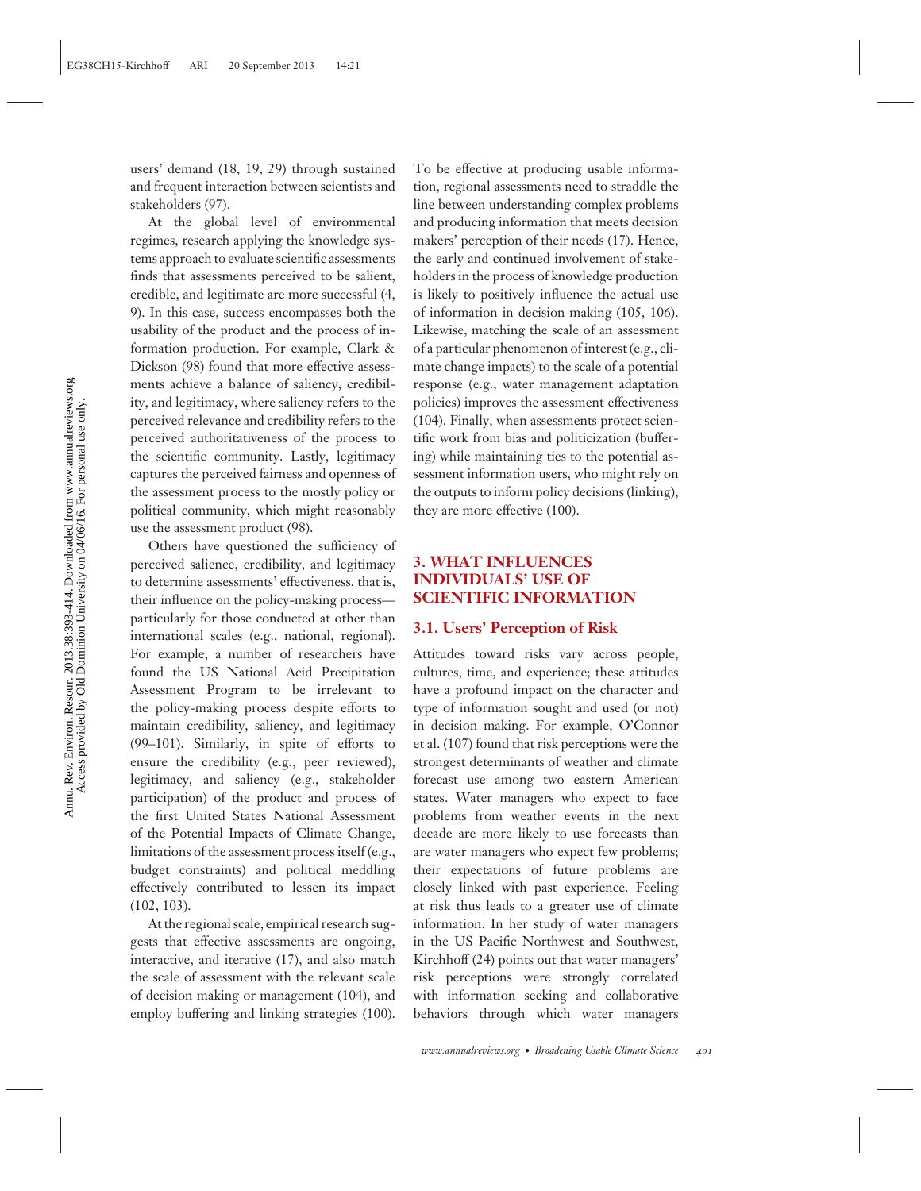users' demand (18, 19, 29) through sustained and frequent interaction between scientists and stakeholders (97).

At the global level of environmental regimes, research applying the knowledge systems approach to evaluate scientific assessments finds that assessments perceived to be salient, credible, and legitimate are more successful (4, 9). In this case, success encompasses both the usability of the product and the process of information production. For example, Clark & Dickson (98) found that more effective assessments achieve a balance of saliency, credibility, and legitimacy, where saliency refers to the perceived relevance and credibility refers to the perceived authoritativeness of the process to the scientific community. Lastly, legitimacy captures the perceived fairness and openness of the assessment process to the mostly policy or political community, which might reasonably use the assessment product (98).

Others have questioned the sufficiency of perceived salience, credibility, and legitimacy to determine assessments' effectiveness, that is, their influence on the policy-making process—particularly for those conducted at other than international scales (e.g., national, regional). For example, a number of researchers have found the US National Acid Precipitation Assessment Program to be irrelevant to the policy-making process despite efforts to maintain credibility, saliency, and legitimacy (99–101). Similarly, in spite of efforts to ensure the credibility (e.g., peer reviewed), legitimacy, and saliency (e.g., stakeholder participation) of the product and process of the first United States National Assessment of the Potential Impacts of Climate Change, limitations of the assessment process itself (e.g., budget constraints) and political meddling effectively contributed to lessen its impact (102, 103).

At the regional scale, empirical research suggests that effective assessments are ongoing, interactive, and iterative (17), and also match the scale of assessment with the relevant scale of decision making or management (104), and employ buffering and linking strategies (100). To be effective at producing usable information, regional assessments need to straddle the line between understanding complex problems and producing information that meets decision makers' perception of their needs (17). Hence, the early and continued involvement of stakeholders in the process of knowledge production is likely to positively influence the actual use of information in decision making (105, 106). Likewise, matching the scale of an assessment of a particular phenomenon of interest (e.g., climate change impacts) to the scale of a potential response (e.g., water management adaptation policies) improves the assessment effectiveness (104). Finally, when assessments protect scientific work from bias and politicization (buffering) while maintaining ties to the potential assessment information users, who might rely on the outputs to inform policy decisions (linking), they are more effective (100).

## 3. WHAT INFLUENCES INDIVIDUALS' USE OF SCIENTIFIC INFORMATION

### 3.1. Users' Perception of Risk

Attitudes toward risks vary across people, cultures, time, and experience; these attitudes have a profound impact on the character and type of information sought and used (or not) in decision making. For example, O'Connor et al. (107) found that risk perceptions were the strongest determinants of weather and climate forecast use among two eastern American states. Water managers who expect to face problems from weather events in the next decade are more likely to use forecasts than are water managers who expect few problems; their expectations of future problems are closely linked with past experience. Feeling at risk thus leads to a greater use of climate information. In her study of water managers in the US Pacific Northwest and Southwest, Kirchhoff (24) points out that water managers' risk perceptions were strongly correlated with information seeking and collaborative behaviors through which water managers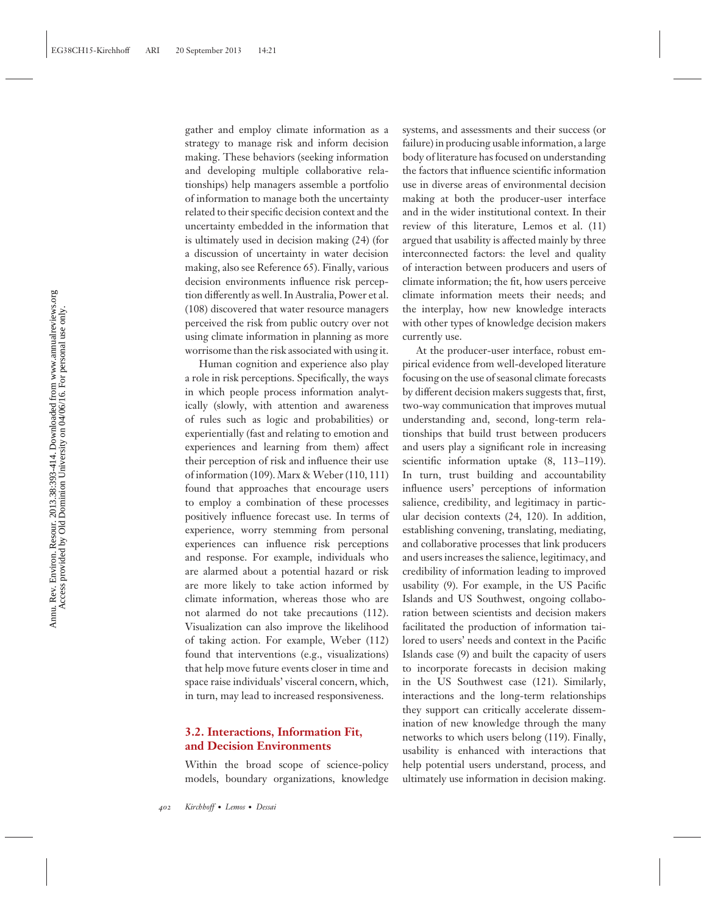gather and employ climate information as a strategy to manage risk and inform decision making. These behaviors (seeking information and developing multiple collaborative relationships) help managers assemble a portfolio of information to manage both the uncertainty related to their specific decision context and the uncertainty embedded in the information that is ultimately used in decision making (24) (for a discussion of uncertainty in water decision making, also see Reference 65). Finally, various decision environments influence risk perception differently as well. In Australia, Power et al. (108) discovered that water resource managers perceived the risk from public outcry over not using climate information in planning as more worrisome than the risk associated with using it.

Human cognition and experience also play a role in risk perceptions. Specifically, the ways in which people process information analytically (slowly, with attention and awareness of rules such as logic and probabilities) or experientially (fast and relating to emotion and experiences and learning from them) affect their perception of risk and influence their use of information (109). Marx & Weber (110, 111) found that approaches that encourage users to employ a combination of these processes positively influence forecast use. In terms of experience, worry stemming from personal experiences can influence risk perceptions and response. For example, individuals who are alarmed about a potential hazard or risk are more likely to take action informed by climate information, whereas those who are not alarmed do not take precautions (112). Visualization can also improve the likelihood of taking action. For example, Weber (112) found that interventions (e.g., visualizations) that help move future events closer in time and space raise individuals' visceral concern, which, in turn, may lead to increased responsiveness.

### 3.2. Interactions, Information Fit, and Decision Environments

Within the broad scope of science-policy models, boundary organizations, knowledge systems, and assessments and their success (or failure) in producing usable information, a large body of literature has focused on understanding the factors that influence scientific information use in diverse areas of environmental decision making at both the producer-user interface and in the wider institutional context. In their review of this literature, Lemos et al. (11) argued that usability is affected mainly by three interconnected factors: the level and quality of interaction between producers and users of climate information; the fit, how users perceive climate information meets their needs; and the interplay, how new knowledge interacts with other types of knowledge decision makers currently use.

At the producer-user interface, robust empirical evidence from well-developed literature focusing on the use of seasonal climate forecasts by different decision makers suggests that, first, two-way communication that improves mutual understanding and, second, long-term relationships that build trust between producers and users play a significant role in increasing scientific information uptake (8, 113–119). In turn, trust building and accountability influence users' perceptions of information salience, credibility, and legitimacy in particular decision contexts (24, 120). In addition, establishing convening, translating, mediating, and collaborative processes that link producers and users increases the salience, legitimacy, and credibility of information leading to improved usability (9). For example, in the US Pacific Islands and US Southwest, ongoing collaboration between scientists and decision makers facilitated the production of information tailored to users' needs and context in the Pacific Islands case (9) and built the capacity of users to incorporate forecasts in decision making in the US Southwest case (121). Similarly, interactions and the long-term relationships they support can critically accelerate dissemination of new knowledge through the many networks to which users belong (119). Finally, usability is enhanced with interactions that help potential users understand, process, and ultimately use information in decision making.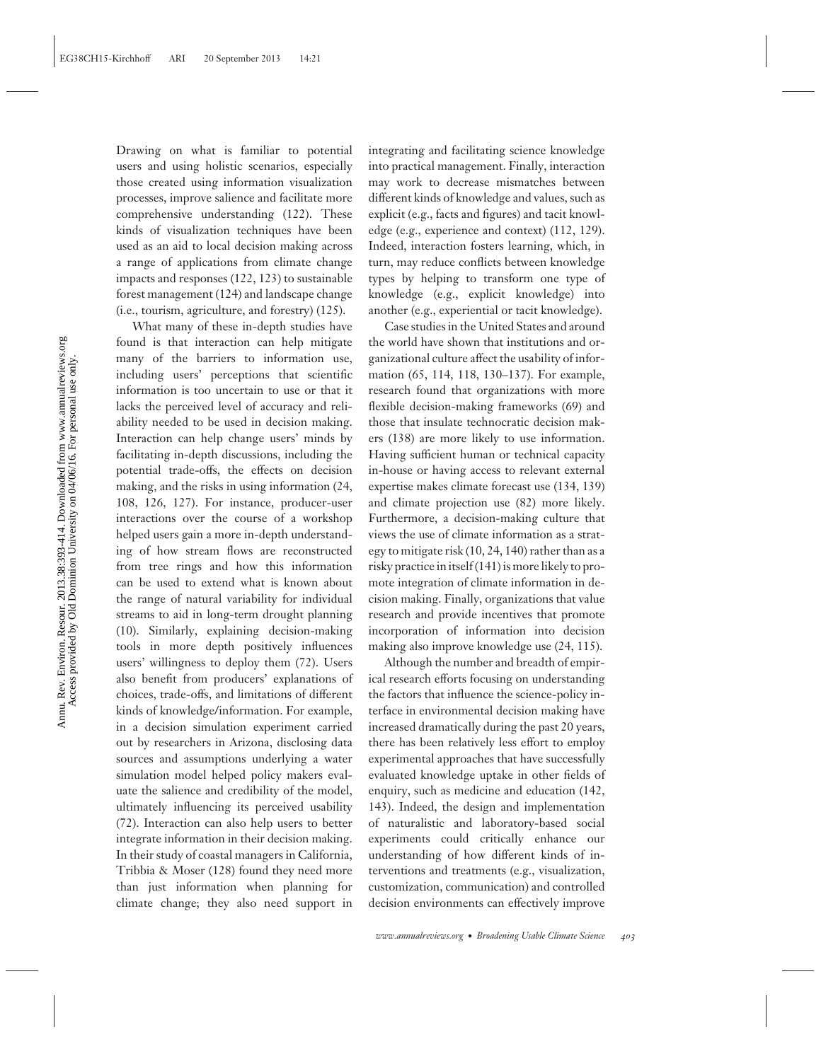Drawing on what is familiar to potential users and using holistic scenarios, especially those created using information visualization processes, improve salience and facilitate more comprehensive understanding (122). These kinds of visualization techniques have been used as an aid to local decision making across a range of applications from climate change impacts and responses (122, 123) to sustainable forest management (124) and landscape change (i.e., tourism, agriculture, and forestry) (125).

What many of these in-depth studies have found is that interaction can help mitigate many of the barriers to information use, including users' perceptions that scientific information is too uncertain to use or that it lacks the perceived level of accuracy and reliability needed to be used in decision making. Interaction can help change users' minds by facilitating in-depth discussions, including the potential trade-offs, the effects on decision making, and the risks in using information (24, 108, 126, 127). For instance, producer-user interactions over the course of a workshop helped users gain a more in-depth understanding of how stream flows are reconstructed from tree rings and how this information can be used to extend what is known about the range of natural variability for individual streams to aid in long-term drought planning (10). Similarly, explaining decision-making tools in more depth positively influences users' willingness to deploy them (72). Users also benefit from producers' explanations of choices, trade-offs, and limitations of different kinds of knowledge/information. For example, in a decision simulation experiment carried out by researchers in Arizona, disclosing data sources and assumptions underlying a water simulation model helped policy makers evaluate the salience and credibility of the model, ultimately influencing its perceived usability (72). Interaction can also help users to better integrate information in their decision making. In their study of coastal managers in California, Tribbia & Moser (128) found they need more than just information when planning for climate change; they also need support in integrating and facilitating science knowledge into practical management. Finally, interaction may work to decrease mismatches between different kinds of knowledge and values, such as explicit (e.g., facts and figures) and tacit knowledge (e.g., experience and context) (112, 129). Indeed, interaction fosters learning, which, in turn, may reduce conflicts between knowledge types by helping to transform one type of knowledge (e.g., explicit knowledge) into another (e.g., experiential or tacit knowledge).

Case studies in the United States and around the world have shown that institutions and organizational culture affect the usability of information (65, 114, 118, 130–137). For example, research found that organizations with more flexible decision-making frameworks (69) and those that insulate technocratic decision makers (138) are more likely to use information. Having sufficient human or technical capacity in-house or having access to relevant external expertise makes climate forecast use (134, 139) and climate projection use (82) more likely. Furthermore, a decision-making culture that views the use of climate information as a strategy to mitigate risk (10, 24, 140) rather than as a risky practice in itself (141) is more likely to promote integration of climate information in decision making. Finally, organizations that value research and provide incentives that promote incorporation of information into decision making also improve knowledge use (24, 115).

Although the number and breadth of empirical research efforts focusing on understanding the factors that influence the science-policy interface in environmental decision making have increased dramatically during the past 20 years, there has been relatively less effort to employ experimental approaches that have successfully evaluated knowledge uptake in other fields of enquiry, such as medicine and education (142, 143). Indeed, the design and implementation of naturalistic and laboratory-based social experiments could critically enhance our understanding of how different kinds of interventions and treatments (e.g., visualization, customization, communication) and controlled decision environments can effectively improve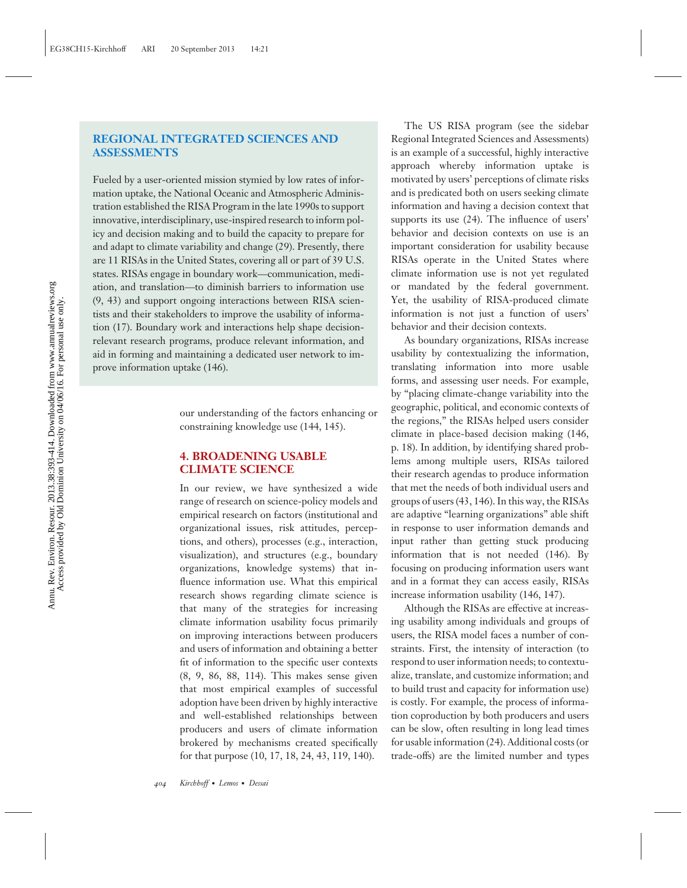## REGIONAL INTEGRATED SCIENCES AND ASSESSMENTS

Fueled by a user-oriented mission stymied by low rates of information uptake, the National Oceanic and Atmospheric Administration established the RISA Program in the late 1990s to support innovative, interdisciplinary, use-inspired research to inform policy and decision making and to build the capacity to prepare for and adapt to climate variability and change (29). Presently, there are 11 RISAs in the United States, covering all or part of 39 U.S. states. RISAs engage in boundary work—communication, mediation, and translation—to diminish barriers to information use (9, 43) and support ongoing interactions between RISA scientists and their stakeholders to improve the usability of information (17). Boundary work and interactions help shape decision-relevant research programs, produce relevant information, and aid in forming and maintaining a dedicated user network to improve information uptake (146).

our understanding of the factors enhancing or constraining knowledge use (144, 145).

## 4. BROADENING USABLE CLIMATE SCIENCE

In our review, we have synthesized a wide range of research on science-policy models and empirical research on factors (institutional and organizational issues, risk attitudes, perceptions, and others), processes (e.g., interaction, visualization), and structures (e.g., boundary organizations, knowledge systems) that influence information use. What this empirical research shows regarding climate science is that many of the strategies for increasing climate information usability focus primarily on improving interactions between producers and users of information and obtaining a better fit of information to the specific user contexts (8, 9, 86, 88, 114). This makes sense given that most empirical examples of successful adoption have been driven by highly interactive and well-established relationships between producers and users of climate information brokered by mechanisms created specifically for that purpose (10, 17, 18, 24, 43, 119, 140).

The US RISA program (see the sidebar Regional Integrated Sciences and Assessments) is an example of a successful, highly interactive approach whereby information uptake is motivated by users' perceptions of climate risks and is predicated both on users seeking climate information and having a decision context that supports its use (24). The influence of users' behavior and decision contexts on use is an important consideration for usability because RISAs operate in the United States where climate information use is not yet regulated or mandated by the federal government. Yet, the usability of RISA-produced climate information is not just a function of users' behavior and their decision contexts.

As boundary organizations, RISAs increase usability by contextualizing the information, translating information into more usable forms, and assessing user needs. For example, by "placing climate-change variability into the geographic, political, and economic contexts of the regions," the RISAs helped users consider climate in place-based decision making (146, p. 18). In addition, by identifying shared problems among multiple users, RISAs tailored their research agendas to produce information that met the needs of both individual users and groups of users (43, 146). In this way, the RISAs are adaptive "learning organizations" able shift in response to user information demands and input rather than getting stuck producing information that is not needed (146). By focusing on producing information users want and in a format they can access easily, RISAs increase information usability (146, 147).

Although the RISAs are effective at increasing usability among individuals and groups of users, the RISA model faces a number of constraints. First, the intensity of interaction (to respond to user information needs; to contextualize, translate, and customize information; and to build trust and capacity for information use) is costly. For example, the process of information coproduction by both producers and users can be slow, often resulting in long lead times for usable information (24). Additional costs (or trade-offs) are the limited number and types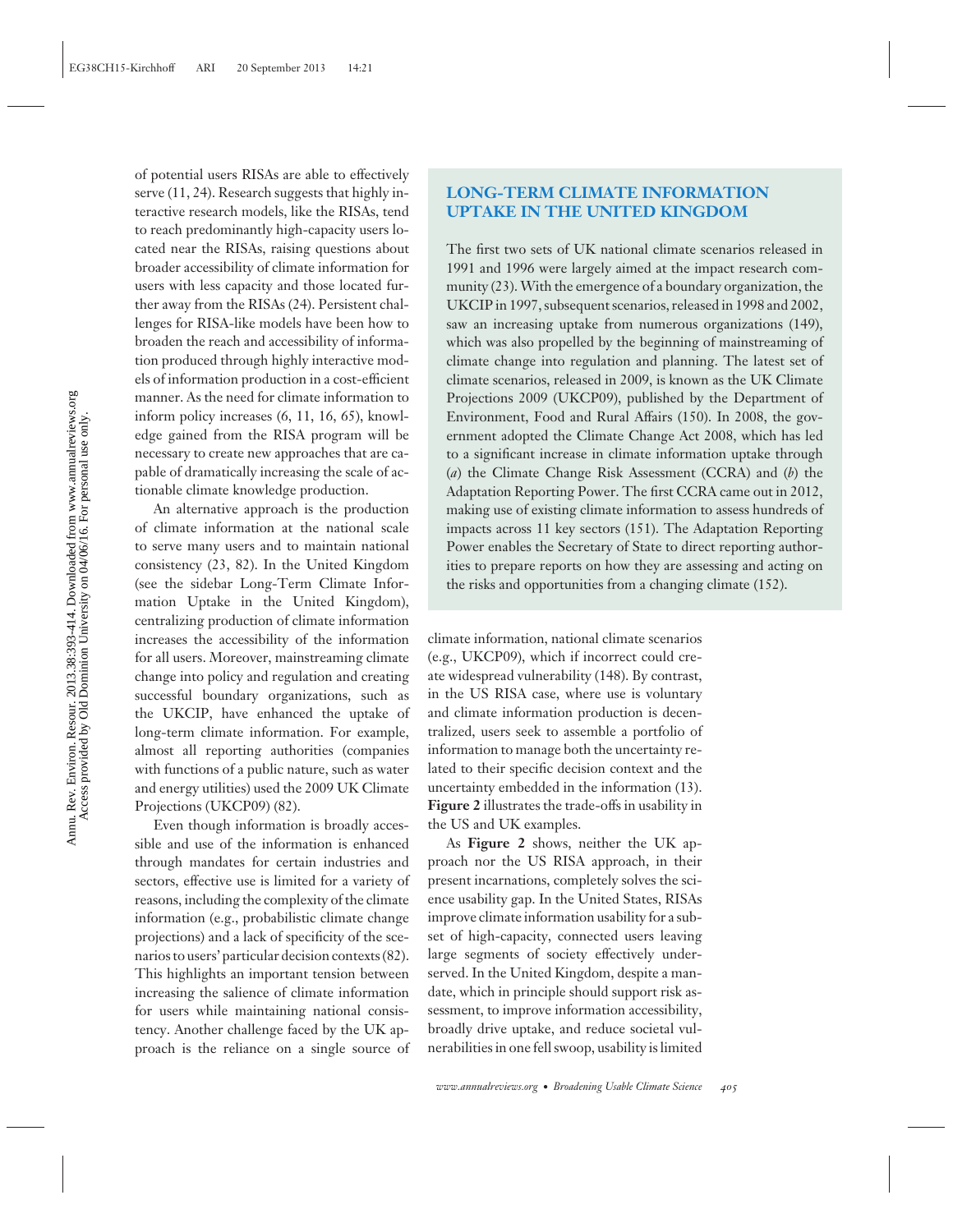of potential users RISAs are able to effectively serve (11, 24). Research suggests that highly interactive research models, like the RISAs, tend to reach predominantly high-capacity users located near the RISAs, raising questions about broader accessibility of climate information for users with less capacity and those located further away from the RISAs (24). Persistent challenges for RISA-like models have been how to broaden the reach and accessibility of information produced through highly interactive models of information production in a cost-efficient manner. As the need for climate information to inform policy increases (6, 11, 16, 65), knowledge gained from the RISA program will be necessary to create new approaches that are capable of dramatically increasing the scale of actionable climate knowledge production.

An alternative approach is the production of climate information at the national scale to serve many users and to maintain national consistency (23, 82). In the United Kingdom (see the sidebar Long-Term Climate Information Uptake in the United Kingdom), centralizing production of climate information increases the accessibility of the information for all users. Moreover, mainstreaming climate change into policy and regulation and creating successful boundary organizations, such as the UKCIP, have enhanced the uptake of long-term climate information. For example, almost all reporting authorities (companies with functions of a public nature, such as water and energy utilities) used the 2009 UK Climate Projections (UKCP09) (82).

Even though information is broadly accessible and use of the information is enhanced through mandates for certain industries and sectors, effective use is limited for a variety of reasons, including the complexity of the climate information (e.g., probabilistic climate change projections) and a lack of specificity of the scenarios to users' particular decision contexts (82). This highlights an important tension between increasing the salience of climate information for users while maintaining national consistency. Another challenge faced by the UK approach is the reliance on a single source of climate information, national climate scenarios (e.g., UKCP09), which if incorrect could create widespread vulnerability (148). By contrast, in the US RISA case, where use is voluntary and climate information production is decentralized, users seek to assemble a portfolio of information to manage both the uncertainty related to their specific decision context and the uncertainty embedded in the information (13). **Figure 2** illustrates the trade-offs in usability in the US and UK examples.

As **Figure 2** shows, neither the UK approach nor the US RISA approach, in their present incarnations, completely solves the science usability gap. In the United States, RISAs improve climate information usability for a subset of high-capacity, connected users leaving large segments of society effectively underserved. In the United Kingdom, despite a mandate, which in principle should support risk assessment, to improve information accessibility, broadly drive uptake, and reduce societal vulnerabilities in one fell swoop, usability is limited

## LONG-TERM CLIMATE INFORMATION UPTAKE IN THE UNITED KINGDOM

The first two sets of UK national climate scenarios released in 1991 and 1996 were largely aimed at the impact research community (23). With the emergence of a boundary organization, the UKCIP in 1997, subsequent scenarios, released in 1998 and 2002, saw an increasing uptake from numerous organizations (149), which was also propelled by the beginning of mainstreaming of climate change into regulation and planning. The latest set of climate scenarios, released in 2009, is known as the UK Climate Projections 2009 (UKCP09), published by the Department of Environment, Food and Rural Affairs (150). In 2008, the government adopted the Climate Change Act 2008, which has led to a significant increase in climate information uptake through (*a*) the Climate Change Risk Assessment (CCRA) and (*b*) the Adaptation Reporting Power. The first CCRA came out in 2012, making use of existing climate information to assess hundreds of impacts across 11 key sectors (151). The Adaptation Reporting Power enables the Secretary of State to direct reporting authorities to prepare reports on how they are assessing and acting on the risks and opportunities from a changing climate (152).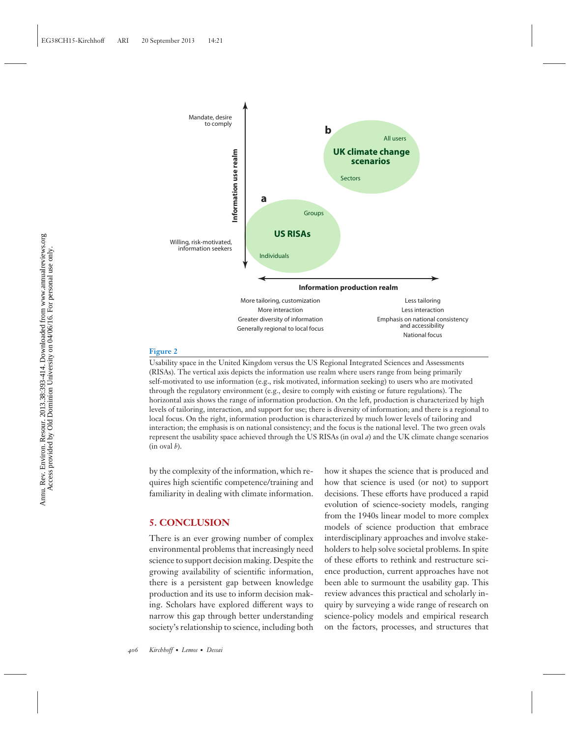Mandate, desire to comply

Information use realm

Willing, risk-motivated, information seekers

b

All users

UK climate change scenarios

Sectors

a

Groups

US RISAs

Individuals

Information production realm

More tailoring, customization
More interaction
Greater diversity of information
Generally regional to local focus

Less tailoring
Less interaction
Emphasis on national consistency and accessibility
National focus

**Figure 2**

Usability space in the United Kingdom versus the US Regional Integrated Sciences and Assessments (RISAs). The vertical axis depicts the information use realm where users range from being primarily self-motivated to use information (e.g., risk motivated, information seeking) to users who are motivated through the regulatory environment (e.g., desire to comply with existing or future regulations). The horizontal axis shows the range of information production. On the left, production is characterized by high levels of tailoring, interaction, and support for use; there is diversity of information; and there is a regional to local focus. On the right, information production is characterized by much lower levels of tailoring and interaction; the emphasis is on national consistency; and the focus is the national level. The two green ovals represent the usability space achieved through the US RISAs (in oval *a*) and the UK climate change scenarios (in oval *b*).

by the complexity of the information, which requires high scientific competence/training and familiarity in dealing with climate information.

## 5. CONCLUSION

There is an ever growing number of complex environmental problems that increasingly need science to support decision making. Despite the growing availability of scientific information, there is a persistent gap between knowledge production and its use to inform decision making. Scholars have explored different ways to narrow this gap through better understanding society's relationship to science, including both how it shapes the science that is produced and how that science is used (or not) to support decisions. These efforts have produced a rapid evolution of science-society models, ranging from the 1940s linear model to more complex models of science production that embrace interdisciplinary approaches and involve stakeholders to help solve societal problems. In spite of these efforts to rethink and restructure science production, current approaches have not been able to surmount the usability gap. This review advances this practical and scholarly inquiry by surveying a wide range of research on science-policy models and empirical research on the factors, processes, and structures that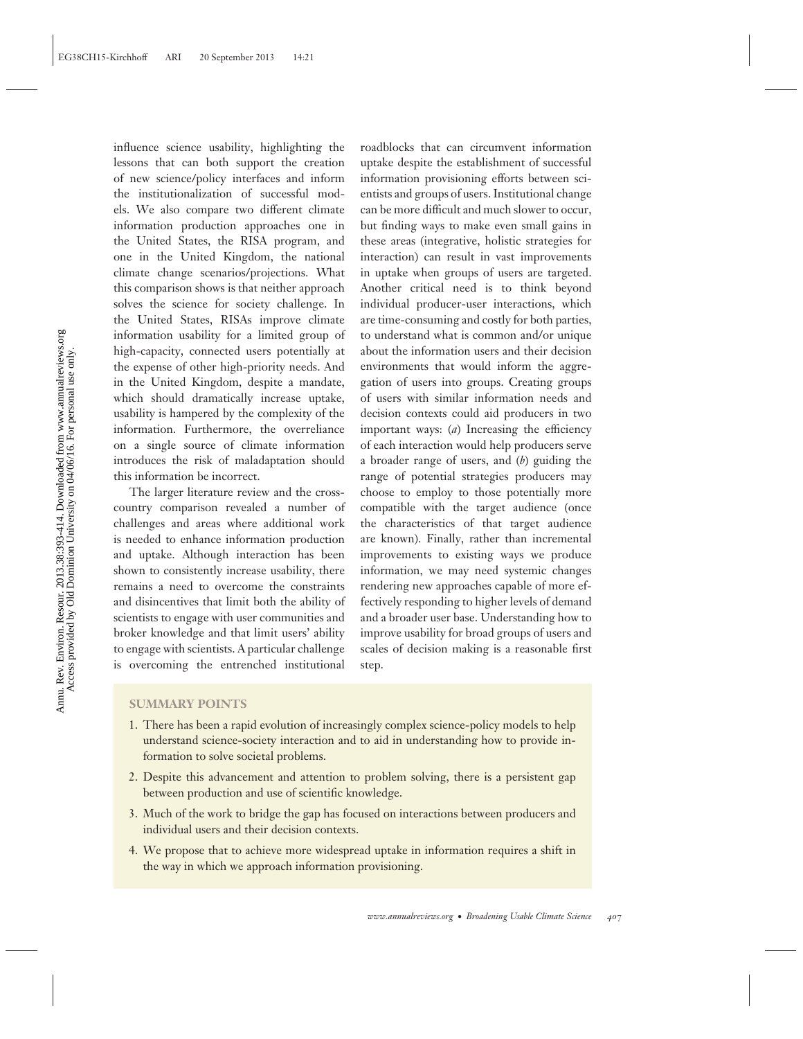influence science usability, highlighting the lessons that can both support the creation of new science/policy interfaces and inform the institutionalization of successful models. We also compare two different climate information production approaches one in the United States, the RISA program, and one in the United Kingdom, the national climate change scenarios/projections. What this comparison shows is that neither approach solves the science for society challenge. In the United States, RISAs improve climate information usability for a limited group of high-capacity, connected users potentially at the expense of other high-priority needs. And in the United Kingdom, despite a mandate, which should dramatically increase uptake, usability is hampered by the complexity of the information. Furthermore, the overreliance on a single source of climate information introduces the risk of maladaptation should this information be incorrect.

The larger literature review and the cross-country comparison revealed a number of challenges and areas where additional work is needed to enhance information production and uptake. Although interaction has been shown to consistently increase usability, there remains a need to overcome the constraints and disincentives that limit both the ability of scientists to engage with user communities and broker knowledge and that limit users' ability to engage with scientists. A particular challenge is overcoming the entrenched institutional roadblocks that can circumvent information uptake despite the establishment of successful information provisioning efforts between scientists and groups of users. Institutional change can be more difficult and much slower to occur, but finding ways to make even small gains in these areas (integrative, holistic strategies for interaction) can result in vast improvements in uptake when groups of users are targeted. Another critical need is to think beyond individual producer-user interactions, which are time-consuming and costly for both parties, to understand what is common and/or unique about the information users and their decision environments that would inform the aggregation of users into groups. Creating groups of users with similar information needs and decision contexts could aid producers in two important ways: (*a*) Increasing the efficiency of each interaction would help producers serve a broader range of users, and (*b*) guiding the range of potential strategies producers may choose to employ to those potentially more compatible with the target audience (once the characteristics of that target audience are known). Finally, rather than incremental improvements to existing ways we produce information, we may need systemic changes rendering new approaches capable of more effectively responding to higher levels of demand and a broader user base. Understanding how to improve usability for broad groups of users and scales of decision making is a reasonable first step.

## SUMMARY POINTS

1. There has been a rapid evolution of increasingly complex science-policy models to help understand science-society interaction and to aid in understanding how to provide information to solve societal problems.
2. Despite this advancement and attention to problem solving, there is a persistent gap between production and use of scientific knowledge.
3. Much of the work to bridge the gap has focused on interactions between producers and individual users and their decision contexts.
4. We propose that to achieve more widespread uptake in information requires a shift in the way in which we approach information provisioning.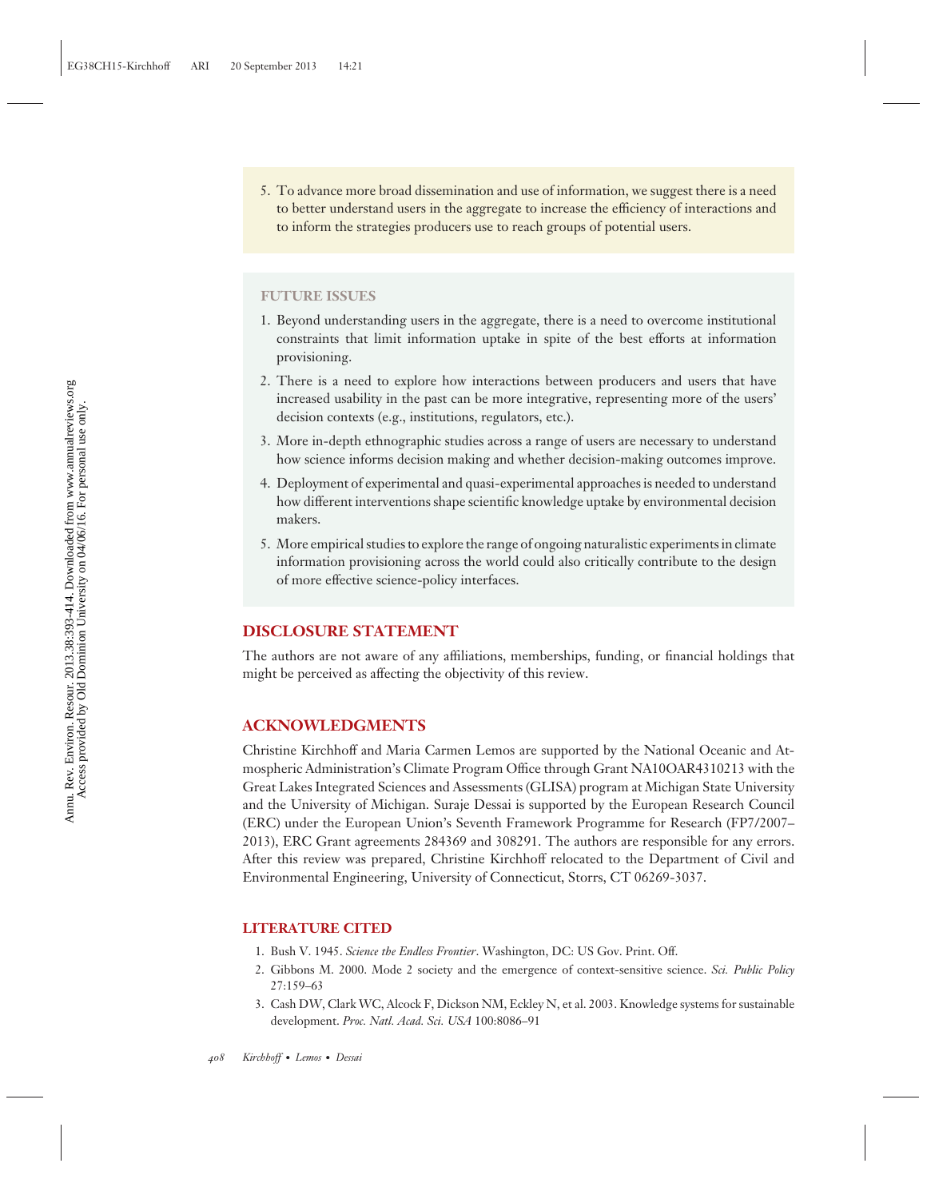5. To advance more broad dissemination and use of information, we suggest there is a need to better understand users in the aggregate to increase the efficiency of interactions and to inform the strategies producers use to reach groups of potential users.

## FUTURE ISSUES

1. Beyond understanding users in the aggregate, there is a need to overcome institutional constraints that limit information uptake in spite of the best efforts at information provisioning.
2. There is a need to explore how interactions between producers and users that have increased usability in the past can be more integrative, representing more of the users' decision contexts (e.g., institutions, regulators, etc.).
3. More in-depth ethnographic studies across a range of users are necessary to understand how science informs decision making and whether decision-making outcomes improve.
4. Deployment of experimental and quasi-experimental approaches is needed to understand how different interventions shape scientific knowledge uptake by environmental decision makers.
5. More empirical studies to explore the range of ongoing naturalistic experiments in climate information provisioning across the world could also critically contribute to the design of more effective science-policy interfaces.

## DISCLOSURE STATEMENT

The authors are not aware of any affiliations, memberships, funding, or financial holdings that might be perceived as affecting the objectivity of this review.

## ACKNOWLEDGMENTS

Christine Kirchhoff and Maria Carmen Lemos are supported by the National Oceanic and Atmospheric Administration's Climate Program Office through Grant NA10OAR4310213 with the Great Lakes Integrated Sciences and Assessments (GLISA) program at Michigan State University and the University of Michigan. Suraje Dessai is supported by the European Research Council (ERC) under the European Union's Seventh Framework Programme for Research (FP7/2007–2013), ERC Grant agreements 284369 and 308291. The authors are responsible for any errors. After this review was prepared, Christine Kirchhoff relocated to the Department of Civil and Environmental Engineering, University of Connecticut, Storrs, CT 06269-3037.

## LITERATURE CITED

1. Bush V. 1945. *Science the Endless Frontier*. Washington, DC: US Gov. Print. Off.
2. Gibbons M. 2000. Mode 2 society and the emergence of context-sensitive science. *Sci. Public Policy* 27:159–63
3. Cash DW, Clark WC, Alcock F, Dickson NM, Eckley N, et al. 2003. Knowledge systems for sustainable development. *Proc. Natl. Acad. Sci. USA* 100:8086–91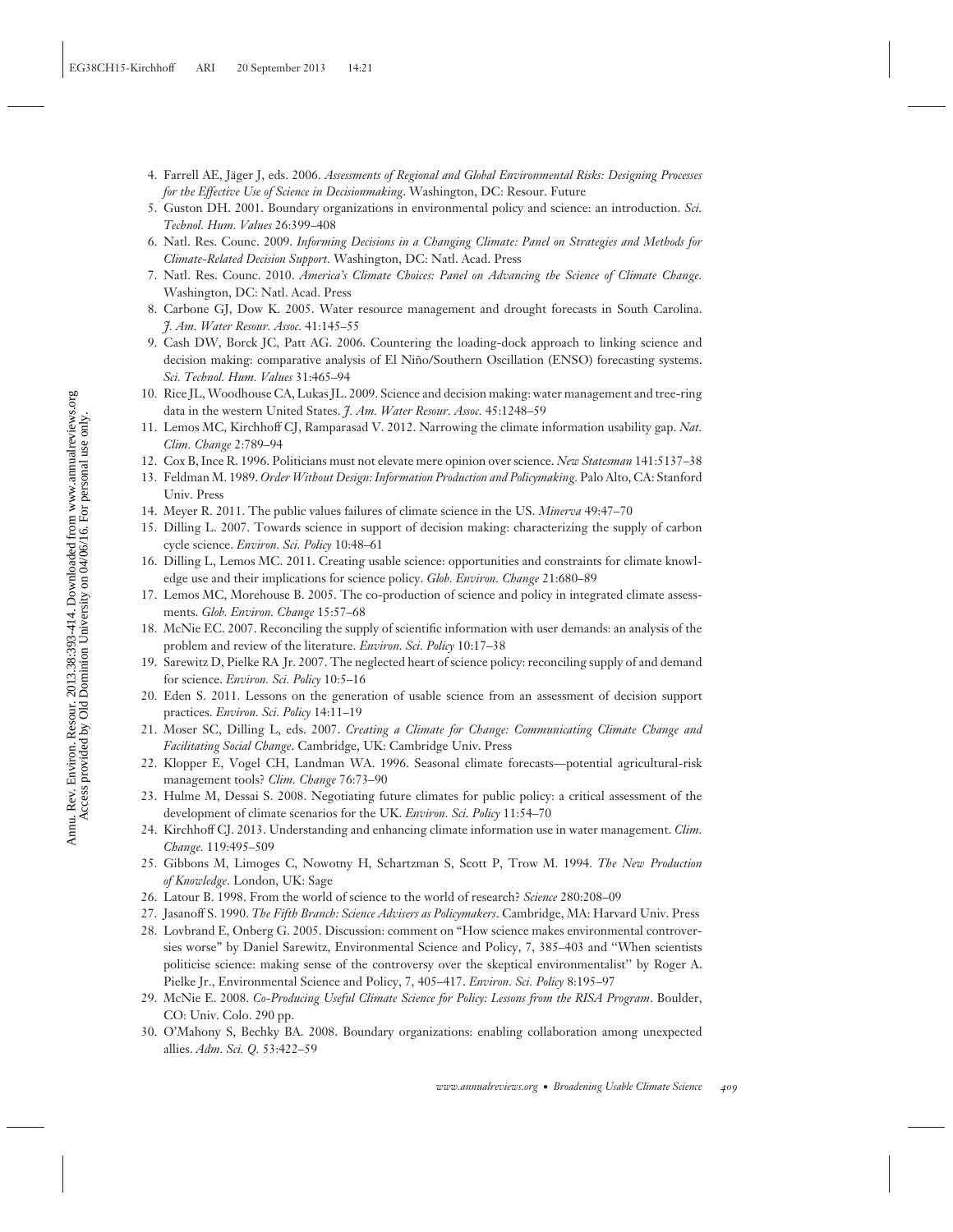4. Farrell AE, Jäger J, eds. 2006. *Assessments of Regional and Global Environmental Risks: Designing Processes for the Effective Use of Science in Decisionmaking*. Washington, DC: Resour. Future
5. Guston DH. 2001. Boundary organizations in environmental policy and science: an introduction. *Sci. Technol. Hum. Values* 26:399–408
6. Natl. Res. Counc. 2009. *Informing Decisions in a Changing Climate: Panel on Strategies and Methods for Climate-Related Decision Support.* Washington, DC: Natl. Acad. Press
7. Natl. Res. Counc. 2010. *America's Climate Choices: Panel on Advancing the Science of Climate Change.* Washington, DC: Natl. Acad. Press
8. Carbone GJ, Dow K. 2005. Water resource management and drought forecasts in South Carolina. *J. Am. Water Resour. Assoc.* 41:145–55
9. Cash DW, Borck JC, Patt AG. 2006. Countering the loading-dock approach to linking science and decision making: comparative analysis of El Niño/Southern Oscillation (ENSO) forecasting systems. *Sci. Technol. Hum. Values* 31:465–94
10. Rice JL, Woodhouse CA, Lukas JL. 2009. Science and decision making: water management and tree-ring data in the western United States. *J. Am. Water Resour. Assoc.* 45:1248–59
11. Lemos MC, Kirchhoff CJ, Ramparasad V. 2012. Narrowing the climate information usability gap. *Nat. Clim. Change* 2:789–94
12. Cox B, Ince R. 1996. Politicians must not elevate mere opinion over science. *New Statesman* 141:5137–38
13. Feldman M. 1989. *Order Without Design: Information Production and Policymaking.* Palo Alto, CA: Stanford Univ. Press
14. Meyer R. 2011. The public values failures of climate science in the US. *Minerva* 49:47–70
15. Dilling L. 2007. Towards science in support of decision making: characterizing the supply of carbon cycle science. *Environ. Sci. Policy* 10:48–61
16. Dilling L, Lemos MC. 2011. Creating usable science: opportunities and constraints for climate knowledge use and their implications for science policy. *Glob. Environ. Change* 21:680–89
17. Lemos MC, Morehouse B. 2005. The co-production of science and policy in integrated climate assessments. *Glob. Environ. Change* 15:57–68
18. McNie EC. 2007. Reconciling the supply of scientific information with user demands: an analysis of the problem and review of the literature. *Environ. Sci. Policy* 10:17–38
19. Sarewitz D, Pielke RA Jr. 2007. The neglected heart of science policy: reconciling supply of and demand for science. *Environ. Sci. Policy* 10:5–16
20. Eden S. 2011. Lessons on the generation of usable science from an assessment of decision support practices. *Environ. Sci. Policy* 14:11–19
21. Moser SC, Dilling L, eds. 2007. *Creating a Climate for Change: Communicating Climate Change and Facilitating Social Change*. Cambridge, UK: Cambridge Univ. Press
22. Klopper E, Vogel CH, Landman WA. 1996. Seasonal climate forecasts—potential agricultural-risk management tools? *Clim. Change* 76:73–90
23. Hulme M, Dessai S. 2008. Negotiating future climates for public policy: a critical assessment of the development of climate scenarios for the UK. *Environ. Sci. Policy* 11:54–70
24. Kirchhoff CJ. 2013. Understanding and enhancing climate information use in water management. *Clim. Change.* 119:495–509
25. Gibbons M, Limoges C, Nowotny H, Schartzman S, Scott P, Trow M. 1994. *The New Production of Knowledge*. London, UK: Sage
26. Latour B. 1998. From the world of science to the world of research? *Science* 280:208–09
27. Jasanoff S. 1990. *The Fifth Branch: Science Advisers as Policymakers*. Cambridge, MA: Harvard Univ. Press
28. Lovbrand E, Onberg G. 2005. Discussion: comment on "How science makes environmental controversies worse" by Daniel Sarewitz, Environmental Science and Policy, 7, 385–403 and "When scientists politicise science: making sense of the controversy over the skeptical environmentalist" by Roger A. Pielke Jr., Environmental Science and Policy, 7, 405–417. *Environ. Sci. Policy* 8:195–97
29. McNie E. 2008. *Co-Producing Useful Climate Science for Policy: Lessons from the RISA Program*. Boulder, CO: Univ. Colo. 290 pp.
30. O'Mahony S, Bechky BA. 2008. Boundary organizations: enabling collaboration among unexpected allies. *Adm. Sci. Q.* 53:422–59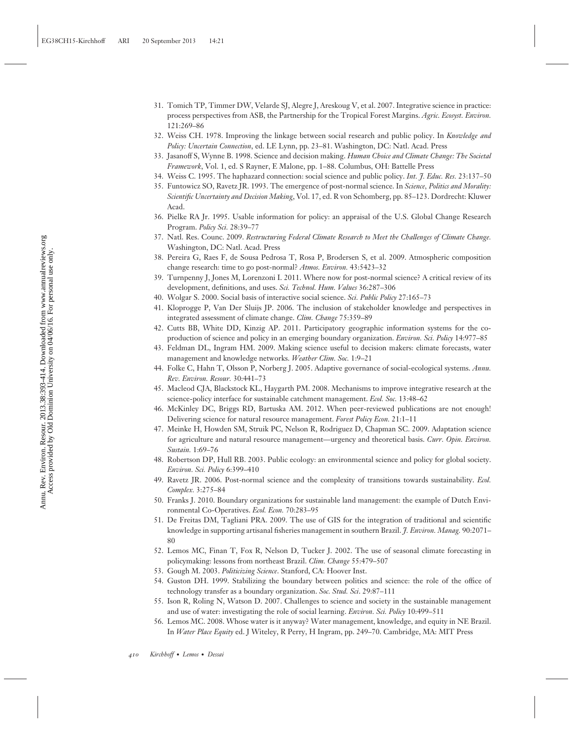31. Tomich TP, Timmer DW, Velarde SJ, Alegre J, Areskoug V, et al. 2007. Integrative science in practice: process perspectives from ASB, the Partnership for the Tropical Forest Margins. *Agric. Ecosyst. Environ.* 121:269–86
32. Weiss CH. 1978. Improving the linkage between social research and public policy. In *Knowledge and Policy: Uncertain Connection*, ed. LE Lynn, pp. 23–81. Washington, DC: Natl. Acad. Press
33. Jasanoff S, Wynne B. 1998. Science and decision making. *Human Choice and Climate Change: The Societal Framework*, Vol. 1, ed. S Rayner, E Malone, pp. 1–88. Columbus, OH: Battelle Press
34. Weiss C. 1995. The haphazard connection: social science and public policy. *Int. J. Educ. Res.* 23:137–50
35. Funtowicz SO, Ravetz JR. 1993. The emergence of post-normal science. In *Science, Politics and Morality: Scientific Uncertainty and Decision Making*, Vol. 17, ed. R von Schomberg, pp. 85–123. Dordrecht: Kluwer Acad.
36. Pielke RA Jr. 1995. Usable information for policy: an appraisal of the U.S. Global Change Research Program. *Policy Sci.* 28:39–77
37. Natl. Res. Counc. 2009. *Restructuring Federal Climate Research to Meet the Challenges of Climate Change*. Washington, DC: Natl. Acad. Press
38. Pereira G, Raes F, de Sousa Pedrosa T, Rosa P, Brodersen S, et al. 2009. Atmospheric composition change research: time to go post-normal? *Atmos. Environ.* 43:5423–32
39. Turnpenny J, Jones M, Lorenzoni I. 2011. Where now for post-normal science? A critical review of its development, definitions, and uses. *Sci. Technol. Hum. Values* 36:287–306
40. Wolgar S. 2000. Social basis of interactive social science. *Sci. Public Policy* 27:165–73
41. Kloprogge P, Van Der Sluijs JP. 2006. The inclusion of stakeholder knowledge and perspectives in integrated assessment of climate change. *Clim. Change* 75:359–89
42. Cutts BB, White DD, Kinzig AP. 2011. Participatory geographic information systems for the co-production of science and policy in an emerging boundary organization. *Environ. Sci. Policy* 14:977–85
43. Feldman DL, Ingram HM. 2009. Making science useful to decision makers: climate forecasts, water management and knowledge networks. *Weather Clim. Soc.* 1:9–21
44. Folke C, Hahn T, Olsson P, Norberg J. 2005. Adaptive governance of social-ecological systems. *Annu. Rev. Environ. Resour.* 30:441–73
45. Macleod CJA, Blackstock KL, Haygarth PM. 2008. Mechanisms to improve integrative research at the science-policy interface for sustainable catchment management. *Ecol. Soc.* 13:48–62
46. McKinley DC, Briggs RD, Bartuska AM. 2012. When peer-reviewed publications are not enough! Delivering science for natural resource management. *Forest Policy Econ.* 21:1–11
47. Meinke H, Howden SM, Struik PC, Nelson R, Rodriguez D, Chapman SC. 2009. Adaptation science for agriculture and natural resource management—urgency and theoretical basis. *Curr. Opin. Environ. Sustain.* 1:69–76
48. Robertson DP, Hull RB. 2003. Public ecology: an environmental science and policy for global society. *Environ. Sci. Policy* 6:399–410
49. Ravetz JR. 2006. Post-normal science and the complexity of transitions towards sustainability. *Ecol. Complex.* 3:275–84
50. Franks J. 2010. Boundary organizations for sustainable land management: the example of Dutch Environmental Co-Operatives. *Ecol. Econ.* 70:283–95
51. De Freitas DM, Tagliani PRA. 2009. The use of GIS for the integration of traditional and scientific knowledge in supporting artisanal fisheries management in southern Brazil. *J. Environ. Manag.* 90:2071–80
52. Lemos MC, Finan T, Fox R, Nelson D, Tucker J. 2002. The use of seasonal climate forecasting in policymaking: lessons from northeast Brazil. *Clim. Change* 55:479–507
53. Gough M. 2003. *Politicizing Science*. Stanford, CA: Hoover Inst.
54. Guston DH. 1999. Stabilizing the boundary between politics and science: the role of the office of technology transfer as a boundary organization. *Soc. Stud. Sci*. 29:87–111
55. Ison R, Roling N, Watson D. 2007. Challenges to science and society in the sustainable management and use of water: investigating the role of social learning. *Environ. Sci. Policy* 10:499–511
56. Lemos MC. 2008. Whose water is it anyway? Water management, knowledge, and equity in NE Brazil. In *Water Place Equity* ed. J Witeley, R Perry, H Ingram, pp. 249–70. Cambridge, MA: MIT Press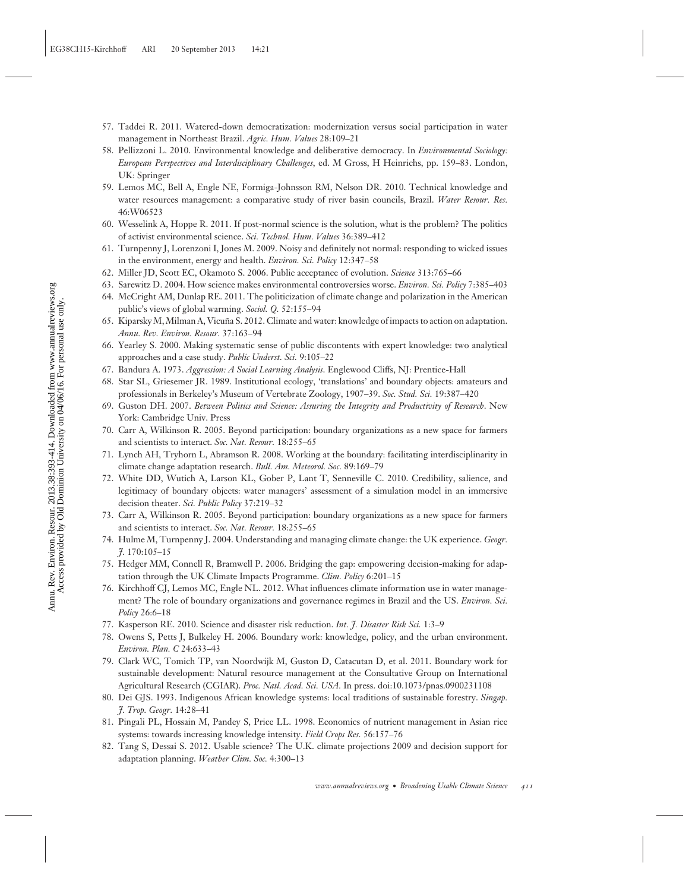57. Taddei R. 2011. Watered-down democratization: modernization versus social participation in water management in Northeast Brazil. *Agric. Hum. Values* 28:109–21
58. Pellizzoni L. 2010. Environmental knowledge and deliberative democracy. In *Environmental Sociology: European Perspectives and Interdisciplinary Challenges*, ed. M Gross, H Heinrichs, pp. 159–83. London, UK: Springer
59. Lemos MC, Bell A, Engle NE, Formiga-Johnsson RM, Nelson DR. 2010. Technical knowledge and water resources management: a comparative study of river basin councils, Brazil. *Water Resour. Res.* 46:W06523
60. Wesselink A, Hoppe R. 2011. If post-normal science is the solution, what is the problem? The politics of activist environmental science. *Sci. Technol. Hum. Values* 36:389–412
61. Turnpenny J, Lorenzoni I, Jones M. 2009. Noisy and definitely not normal: responding to wicked issues in the environment, energy and health. *Environ. Sci. Policy* 12:347–58
62. Miller JD, Scott EC, Okamoto S. 2006. Public acceptance of evolution. *Science* 313:765–66
63. Sarewitz D. 2004. How science makes environmental controversies worse. *Environ. Sci. Policy* 7:385–403
64. McCright AM, Dunlap RE. 2011. The politicization of climate change and polarization in the American public's views of global warming. *Sociol. Q.* 52:155–94
65. Kiparsky M, Milman A, Vicuña S. 2012. Climate and water: knowledge of impacts to action on adaptation. *Annu. Rev. Environ. Resour.* 37:163–94
66. Yearley S. 2000. Making systematic sense of public discontents with expert knowledge: two analytical approaches and a case study. *Public Underst. Sci.* 9:105–22
67. Bandura A. 1973. *Aggression: A Social Learning Analysis*. Englewood Cliffs, NJ: Prentice-Hall
68. Star SL, Griesemer JR. 1989. Institutional ecology, 'translations' and boundary objects: amateurs and professionals in Berkeley's Museum of Vertebrate Zoology, 1907–39. *Soc. Stud. Sci.* 19:387–420
69. Guston DH. 2007. *Between Politics and Science: Assuring the Integrity and Productivity of Research*. New York: Cambridge Univ. Press
70. Carr A, Wilkinson R. 2005. Beyond participation: boundary organizations as a new space for farmers and scientists to interact. *Soc. Nat. Resour.* 18:255–65
71. Lynch AH, Tryhorn L, Abramson R. 2008. Working at the boundary: facilitating interdisciplinarity in climate change adaptation research. *Bull. Am. Meteorol. Soc.* 89:169–79
72. White DD, Wutich A, Larson KL, Gober P, Lant T, Senneville C. 2010. Credibility, salience, and legitimacy of boundary objects: water managers' assessment of a simulation model in an immersive decision theater. *Sci. Public Policy* 37:219–32
73. Carr A, Wilkinson R. 2005. Beyond participation: boundary organizations as a new space for farmers and scientists to interact. *Soc. Nat. Resour.* 18:255–65
74. Hulme M, Turnpenny J. 2004. Understanding and managing climate change: the UK experience. *Geogr. J.* 170:105–15
75. Hedger MM, Connell R, Bramwell P. 2006. Bridging the gap: empowering decision-making for adaptation through the UK Climate Impacts Programme. *Clim. Policy* 6:201–15
76. Kirchhoff CJ, Lemos MC, Engle NL. 2012. What influences climate information use in water management? The role of boundary organizations and governance regimes in Brazil and the US. *Environ. Sci. Policy* 26:6–18
77. Kasperson RE. 2010. Science and disaster risk reduction. *Int. J. Disaster Risk Sci.* 1:3–9
78. Owens S, Petts J, Bulkeley H. 2006. Boundary work: knowledge, policy, and the urban environment. *Environ. Plan. C* 24:633–43
79. Clark WC, Tomich TP, van Noordwijk M, Guston D, Catacutan D, et al. 2011. Boundary work for sustainable development: Natural resource management at the Consultative Group on International Agricultural Research (CGIAR). *Proc. Natl. Acad. Sci. USA.* In press. doi:10.1073/pnas.0900231108
80. Dei GJS. 1993. Indigenous African knowledge systems: local traditions of sustainable forestry. *Singap. J. Trop. Geogr.* 14:28–41
81. Pingali PL, Hossain M, Pandey S, Price LL. 1998. Economics of nutrient management in Asian rice systems: towards increasing knowledge intensity. *Field Crops Res.* 56:157–76
82. Tang S, Dessai S. 2012. Usable science? The U.K. climate projections 2009 and decision support for adaptation planning. *Weather Clim. Soc.* 4:300–13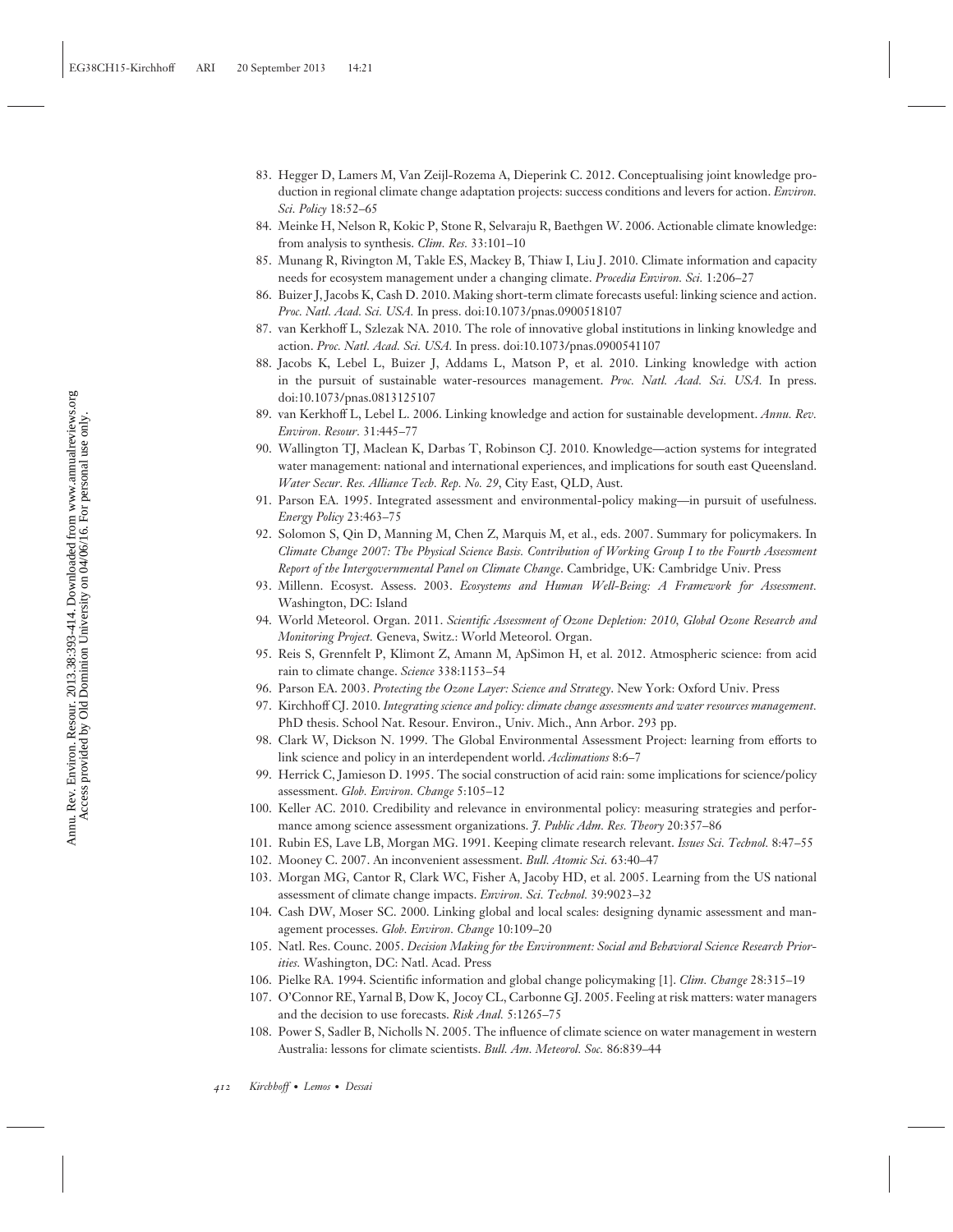83. Hegger D, Lamers M, Van Zeijl-Rozema A, Dieperink C. 2012. Conceptualising joint knowledge production in regional climate change adaptation projects: success conditions and levers for action. *Environ. Sci. Policy* 18:52–65
84. Meinke H, Nelson R, Kokic P, Stone R, Selvaraju R, Baethgen W. 2006. Actionable climate knowledge: from analysis to synthesis. *Clim. Res.* 33:101–10
85. Munang R, Rivington M, Takle ES, Mackey B, Thiaw I, Liu J. 2010. Climate information and capacity needs for ecosystem management under a changing climate. *Procedia Environ. Sci.* 1:206–27
86. Buizer J, Jacobs K, Cash D. 2010. Making short-term climate forecasts useful: linking science and action. *Proc. Natl. Acad. Sci. USA.* In press. doi:10.1073/pnas.0900518107
87. van Kerkhoff L, Szlezak NA. 2010. The role of innovative global institutions in linking knowledge and action. *Proc. Natl. Acad. Sci. USA.* In press. doi:10.1073/pnas.0900541107
88. Jacobs K, Lebel L, Buizer J, Addams L, Matson P, et al. 2010. Linking knowledge with action in the pursuit of sustainable water-resources management. *Proc. Natl. Acad. Sci. USA.* In press. doi:10.1073/pnas.0813125107
89. van Kerkhoff L, Lebel L. 2006. Linking knowledge and action for sustainable development. *Annu. Rev. Environ. Resour.* 31:445–77
90. Wallington TJ, Maclean K, Darbas T, Robinson CJ. 2010. Knowledge—action systems for integrated water management: national and international experiences, and implications for south east Queensland. *Water Secur. Res. Alliance Tech. Rep. No. 29*, City East, QLD, Aust.
91. Parson EA. 1995. Integrated assessment and environmental-policy making—in pursuit of usefulness. *Energy Policy* 23:463–75
92. Solomon S, Qin D, Manning M, Chen Z, Marquis M, et al., eds. 2007. Summary for policymakers. In *Climate Change 2007: The Physical Science Basis. Contribution of Working Group I to the Fourth Assessment Report of the Intergovernmental Panel on Climate Change*. Cambridge, UK: Cambridge Univ. Press
93. Millenn. Ecosyst. Assess. 2003. *Ecosystems and Human Well-Being: A Framework for Assessment.* Washington, DC: Island
94. World Meteorol. Organ. 2011. *Scientific Assessment of Ozone Depletion: 2010, Global Ozone Research and Monitoring Project.* Geneva, Switz.: World Meteorol. Organ.
95. Reis S, Grennfelt P, Klimont Z, Amann M, ApSimon H, et al. 2012. Atmospheric science: from acid rain to climate change. *Science* 338:1153–54
96. Parson EA. 2003. *Protecting the Ozone Layer: Science and Strategy*. New York: Oxford Univ. Press
97. Kirchhoff CJ. 2010. *Integrating science and policy: climate change assessments and water resources management.* PhD thesis. School Nat. Resour. Environ., Univ. Mich., Ann Arbor. 293 pp.
98. Clark W, Dickson N. 1999. The Global Environmental Assessment Project: learning from efforts to link science and policy in an interdependent world. *Acclimations* 8:6–7
99. Herrick C, Jamieson D. 1995. The social construction of acid rain: some implications for science/policy assessment. *Glob. Environ. Change* 5:105–12
100. Keller AC. 2010. Credibility and relevance in environmental policy: measuring strategies and performance among science assessment organizations. *J. Public Adm. Res. Theory* 20:357–86
101. Rubin ES, Lave LB, Morgan MG. 1991. Keeping climate research relevant. *Issues Sci. Technol.* 8:47–55
102. Mooney C. 2007. An inconvenient assessment. *Bull. Atomic Sci.* 63:40–47
103. Morgan MG, Cantor R, Clark WC, Fisher A, Jacoby HD, et al. 2005. Learning from the US national assessment of climate change impacts. *Environ. Sci. Technol.* 39:9023–32
104. Cash DW, Moser SC. 2000. Linking global and local scales: designing dynamic assessment and management processes. *Glob. Environ. Change* 10:109–20
105. Natl. Res. Counc. 2005. *Decision Making for the Environment: Social and Behavioral Science Research Priorities.* Washington, DC: Natl. Acad. Press
106. Pielke RA. 1994. Scientific information and global change policymaking [1]. *Clim. Change* 28:315–19
107. O'Connor RE, Yarnal B, Dow K, Jocoy CL, Carbonne GJ. 2005. Feeling at risk matters: water managers and the decision to use forecasts. *Risk Anal.* 5:1265–75
108. Power S, Sadler B, Nicholls N. 2005. The influence of climate science on water management in western Australia: lessons for climate scientists. *Bull. Am. Meteorol. Soc.* 86:839–44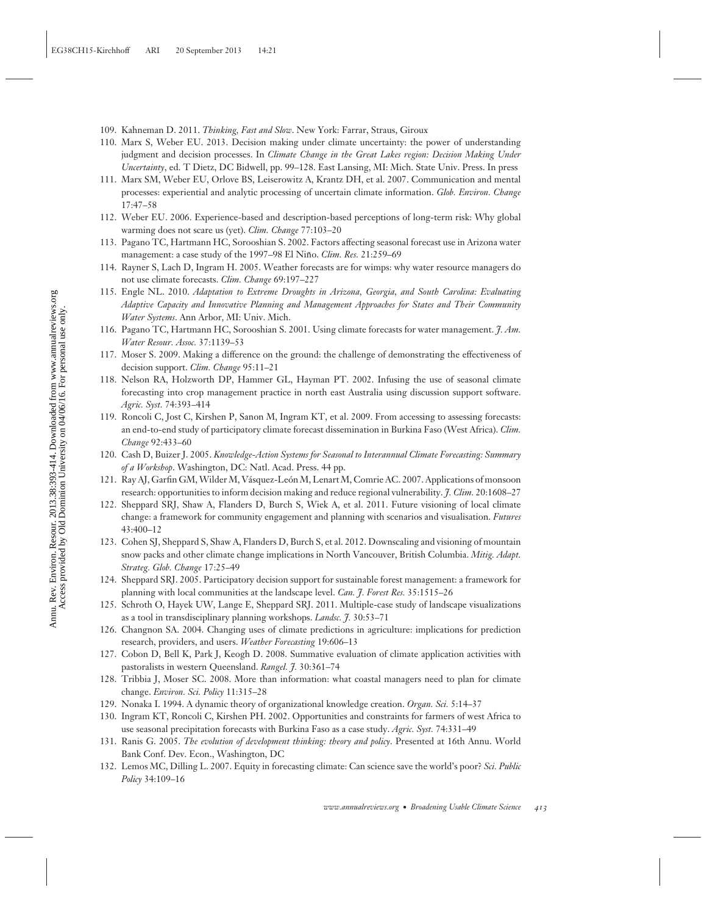109. Kahneman D. 2011. *Thinking, Fast and Slow*. New York: Farrar, Straus, Giroux
110. Marx S, Weber EU. 2013. Decision making under climate uncertainty: the power of understanding judgment and decision processes. In *Climate Change in the Great Lakes region: Decision Making Under Uncertainty*, ed. T Dietz, DC Bidwell, pp. 99–128. East Lansing, MI: Mich. State Univ. Press. In press
111. Marx SM, Weber EU, Orlove BS, Leiserowitz A, Krantz DH, et al. 2007. Communication and mental processes: experiential and analytic processing of uncertain climate information. *Glob. Environ. Change* 17:47–58
112. Weber EU. 2006. Experience-based and description-based perceptions of long-term risk: Why global warming does not scare us (yet). *Clim. Change* 77:103–20
113. Pagano TC, Hartmann HC, Sorooshian S. 2002. Factors affecting seasonal forecast use in Arizona water management: a case study of the 1997–98 El Niño. *Clim. Res.* 21:259–69
114. Rayner S, Lach D, Ingram H. 2005. Weather forecasts are for wimps: why water resource managers do not use climate forecasts. *Clim. Change* 69:197–227
115. Engle NL. 2010. *Adaptation to Extreme Droughts in Arizona, Georgia, and South Carolina: Evaluating Adaptive Capacity and Innovative Planning and Management Approaches for States and Their Community Water Systems*. Ann Arbor, MI: Univ. Mich.
116. Pagano TC, Hartmann HC, Sorooshian S. 2001. Using climate forecasts for water management. *J. Am. Water Resour. Assoc.* 37:1139–53
117. Moser S. 2009. Making a difference on the ground: the challenge of demonstrating the effectiveness of decision support. *Clim. Change* 95:11–21
118. Nelson RA, Holzworth DP, Hammer GL, Hayman PT. 2002. Infusing the use of seasonal climate forecasting into crop management practice in north east Australia using discussion support software. *Agric. Syst.* 74:393–414
119. Roncoli C, Jost C, Kirshen P, Sanon M, Ingram KT, et al. 2009. From accessing to assessing forecasts: an end-to-end study of participatory climate forecast dissemination in Burkina Faso (West Africa). *Clim. Change* 92:433–60
120. Cash D, Buizer J. 2005. *Knowledge-Action Systems for Seasonal to Interannual Climate Forecasting: Summary of a Workshop*. Washington, DC: Natl. Acad. Press. 44 pp.
121. Ray AJ, Garfin GM, Wilder M, Vásquez-León M, Lenart M, Comrie AC. 2007. Applications of monsoon research: opportunities to inform decision making and reduce regional vulnerability. *J. Clim.* 20:1608–27
122. Sheppard SRJ, Shaw A, Flanders D, Burch S, Wiek A, et al. 2011. Future visioning of local climate change: a framework for community engagement and planning with scenarios and visualisation. *Futures* 43:400–12
123. Cohen SJ, Sheppard S, Shaw A, Flanders D, Burch S, et al. 2012. Downscaling and visioning of mountain snow packs and other climate change implications in North Vancouver, British Columbia. *Mitig. Adapt. Strateg. Glob. Change* 17:25–49
124. Sheppard SRJ. 2005. Participatory decision support for sustainable forest management: a framework for planning with local communities at the landscape level. *Can. J. Forest Res.* 35:1515–26
125. Schroth O, Hayek UW, Lange E, Sheppard SRJ. 2011. Multiple-case study of landscape visualizations as a tool in transdisciplinary planning workshops. *Landsc. J.* 30:53–71
126. Changnon SA. 2004. Changing uses of climate predictions in agriculture: implications for prediction research, providers, and users. *Weather Forecasting* 19:606–13
127. Cobon D, Bell K, Park J, Keogh D. 2008. Summative evaluation of climate application activities with pastoralists in western Queensland. *Rangel. J.* 30:361–74
128. Tribbia J, Moser SC. 2008. More than information: what coastal managers need to plan for climate change. *Environ. Sci. Policy* 11:315–28
129. Nonaka I. 1994. A dynamic theory of organizational knowledge creation. *Organ. Sci.* 5:14–37
130. Ingram KT, Roncoli C, Kirshen PH. 2002. Opportunities and constraints for farmers of west Africa to use seasonal precipitation forecasts with Burkina Faso as a case study. *Agric. Syst.* 74:331–49
131. Ranis G. 2005. *The evolution of development thinking: theory and policy*. Presented at 16th Annu. World Bank Conf. Dev. Econ., Washington, DC
132. Lemos MC, Dilling L. 2007. Equity in forecasting climate: Can science save the world's poor? *Sci. Public Policy* 34:109–16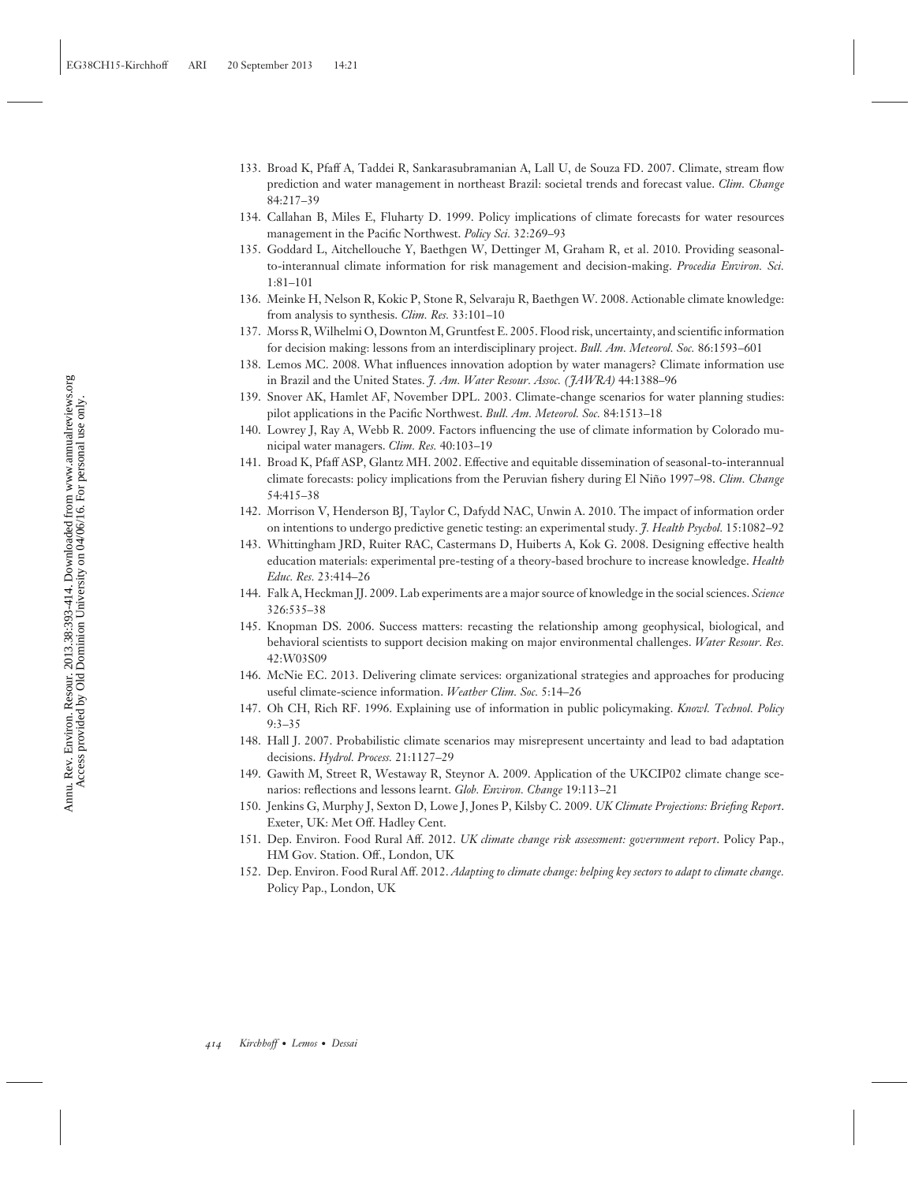133. Broad K, Pfaff A, Taddei R, Sankarasubramanian A, Lall U, de Souza FD. 2007. Climate, stream flow prediction and water management in northeast Brazil: societal trends and forecast value. *Clim. Change* 84:217–39
134. Callahan B, Miles E, Fluharty D. 1999. Policy implications of climate forecasts for water resources management in the Pacific Northwest. *Policy Sci.* 32:269–93
135. Goddard L, Aitchellouche Y, Baethgen W, Dettinger M, Graham R, et al. 2010. Providing seasonal-to-interannual climate information for risk management and decision-making. *Procedia Environ. Sci.* 1:81–101
136. Meinke H, Nelson R, Kokic P, Stone R, Selvaraju R, Baethgen W. 2008. Actionable climate knowledge: from analysis to synthesis. *Clim. Res.* 33:101–10
137. Morss R, Wilhelmi O, Downton M, Gruntfest E. 2005. Flood risk, uncertainty, and scientific information for decision making: lessons from an interdisciplinary project. *Bull. Am. Meteorol. Soc.* 86:1593–601
138. Lemos MC. 2008. What influences innovation adoption by water managers? Climate information use in Brazil and the United States. *J. Am. Water Resour. Assoc. (JAWRA)* 44:1388–96
139. Snover AK, Hamlet AF, November DPL. 2003. Climate-change scenarios for water planning studies: pilot applications in the Pacific Northwest. *Bull. Am. Meteorol. Soc.* 84:1513–18
140. Lowrey J, Ray A, Webb R. 2009. Factors influencing the use of climate information by Colorado municipal water managers. *Clim. Res.* 40:103–19
141. Broad K, Pfaff ASP, Glantz MH. 2002. Effective and equitable dissemination of seasonal-to-interannual climate forecasts: policy implications from the Peruvian fishery during El Niño 1997–98. *Clim. Change* 54:415–38
142. Morrison V, Henderson BJ, Taylor C, Dafydd NAC, Unwin A. 2010. The impact of information order on intentions to undergo predictive genetic testing: an experimental study. *J. Health Psychol.* 15:1082–92
143. Whittingham JRD, Ruiter RAC, Castermans D, Huiberts A, Kok G. 2008. Designing effective health education materials: experimental pre-testing of a theory-based brochure to increase knowledge. *Health Educ. Res.* 23:414–26
144. Falk A, Heckman JJ. 2009. Lab experiments are a major source of knowledge in the social sciences. *Science* 326:535–38
145. Knopman DS. 2006. Success matters: recasting the relationship among geophysical, biological, and behavioral scientists to support decision making on major environmental challenges. *Water Resour. Res.* 42:W03S09
146. McNie EC. 2013. Delivering climate services: organizational strategies and approaches for producing useful climate-science information. *Weather Clim. Soc.* 5:14–26
147. Oh CH, Rich RF. 1996. Explaining use of information in public policymaking. *Knowl. Technol. Policy* 9:3–35
148. Hall J. 2007. Probabilistic climate scenarios may misrepresent uncertainty and lead to bad adaptation decisions. *Hydrol. Process.* 21:1127–29
149. Gawith M, Street R, Westaway R, Steynor A. 2009. Application of the UKCIP02 climate change scenarios: reflections and lessons learnt. *Glob. Environ. Change* 19:113–21
150. Jenkins G, Murphy J, Sexton D, Lowe J, Jones P, Kilsby C. 2009. *UK Climate Projections: Briefing Report*. Exeter, UK: Met Off. Hadley Cent.
151. Dep. Environ. Food Rural Aff. 2012. *UK climate change risk assessment: government report*. Policy Pap., HM Gov. Station. Off., London, UK
152. Dep. Environ. Food Rural Aff. 2012. *Adapting to climate change: helping key sectors to adapt to climate change*. Policy Pap., London, UK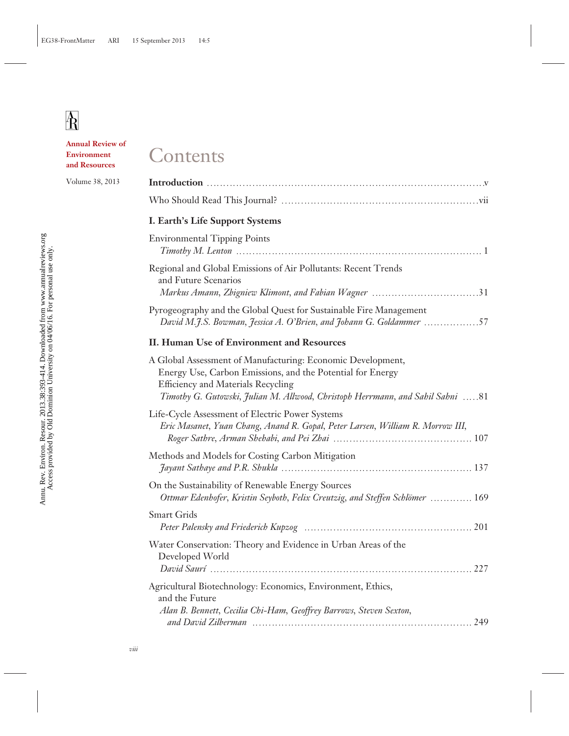Annual Review of Environment and Resources

Volume 38, 2013

# Contents

**Introduction** . . . v

Who Should Read This Journal? . . . vii

## I. Earth's Life Support Systems

Environmental Tipping Points
*Timothy M. Lenton* . . . 1

Regional and Global Emissions of Air Pollutants: Recent Trends and Future Scenarios
*Markus Amann, Zbigniew Klimont, and Fabian Wagner* . . . 31

Pyrogeography and the Global Quest for Sustainable Fire Management
*David M.J.S. Bowman, Jessica A. O'Brien, and Johann G. Goldammer* . . . 57

## II. Human Use of Environment and Resources

A Global Assessment of Manufacturing: Economic Development, Energy Use, Carbon Emissions, and the Potential for Energy Efficiency and Materials Recycling
*Timothy G. Gutowski, Julian M. Allwood, Christoph Herrmann, and Sahil Sahni* . . . 81

Life-Cycle Assessment of Electric Power Systems
*Eric Masanet, Yuan Chang, Anand R. Gopal, Peter Larsen, William R. Morrow III, Roger Sathre, Arman Shehabi, and Pei Zhai* . . . 107

Methods and Models for Costing Carbon Mitigation
*Jayant Sathaye and P.R. Shukla* . . . 137

On the Sustainability of Renewable Energy Sources
*Ottmar Edenhofer, Kristin Seyboth, Felix Creutzig, and Steffen Schlömer* . . . 169

Smart Grids
*Peter Palensky and Friederich Kupzog* . . . 201

Water Conservation: Theory and Evidence in Urban Areas of the Developed World
*David Saurí* . . . 227

Agricultural Biotechnology: Economics, Environment, Ethics, and the Future
*Alan B. Bennett, Cecilia Chi-Ham, Geoffrey Barrows, Steven Sexton, and David Zilberman* . . . 249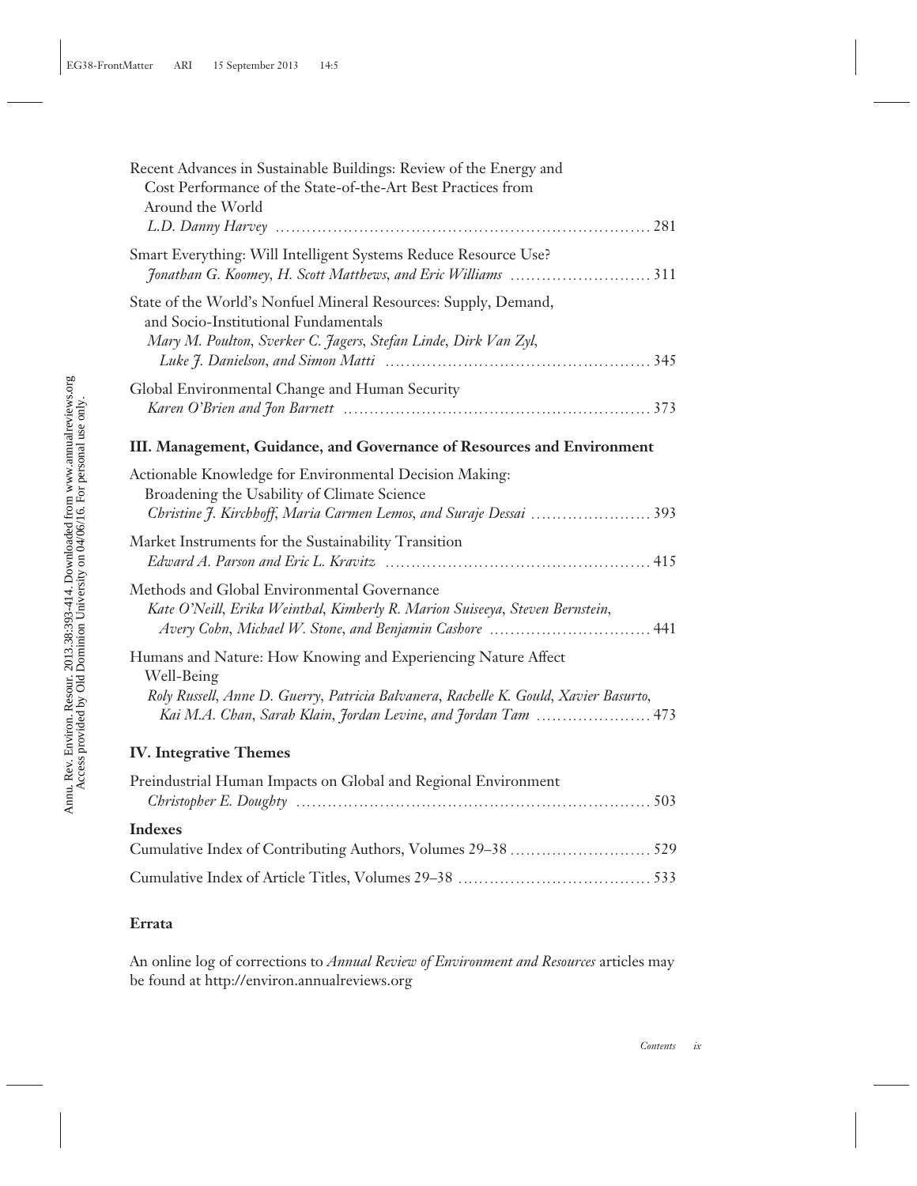Recent Advances in Sustainable Buildings: Review of the Energy and Cost Performance of the State-of-the-Art Best Practices from Around the World
*L.D. Danny Harvey* ........ 281

Smart Everything: Will Intelligent Systems Reduce Resource Use?
*Jonathan G. Koomey, H. Scott Matthews, and Eric Williams* ........ 311

State of the World's Nonfuel Mineral Resources: Supply, Demand, and Socio-Institutional Fundamentals
*Mary M. Poulton, Sverker C. Jagers, Stefan Linde, Dirk Van Zyl, Luke J. Danielson, and Simon Matti* ........ 345

Global Environmental Change and Human Security
*Karen O'Brien and Jon Barnett* ........ 373

## III. Management, Guidance, and Governance of Resources and Environment

Actionable Knowledge for Environmental Decision Making: Broadening the Usability of Climate Science
*Christine J. Kirchhoff, Maria Carmen Lemos, and Suraje Dessai* ........ 393

Market Instruments for the Sustainability Transition
*Edward A. Parson and Eric L. Kravitz* ........ 415

Methods and Global Environmental Governance
*Kate O'Neill, Erika Weinthal, Kimberly R. Marion Suiseeya, Steven Bernstein, Avery Cohn, Michael W. Stone, and Benjamin Cashore* ........ 441

Humans and Nature: How Knowing and Experiencing Nature Affect Well-Being
*Roly Russell, Anne D. Guerry, Patricia Balvanera, Rachelle K. Gould, Xavier Basurto, Kai M.A. Chan, Sarah Klain, Jordan Levine, and Jordan Tam* ........ 473

## IV. Integrative Themes

Preindustrial Human Impacts on Global and Regional Environment
*Christopher E. Doughty* ........ 503

## Indexes

Cumulative Index of Contributing Authors, Volumes 29–38 ........ 529

Cumulative Index of Article Titles, Volumes 29–38 ........ 533

## Errata

An online log of corrections to *Annual Review of Environment and Resources* articles may be found at http://environ.annualreviews.org